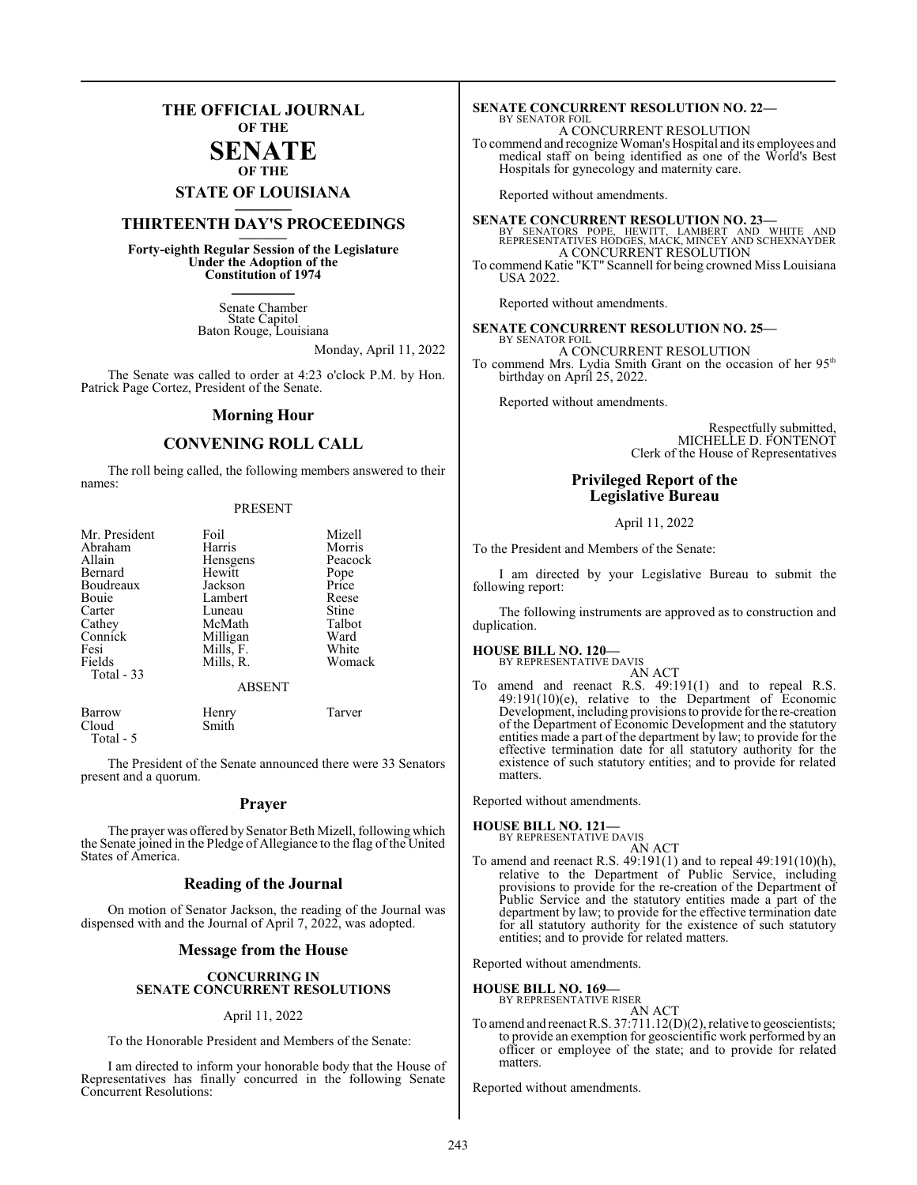# THE OFFICIAL JOURNAL OF THE SENATE OF THE STATE OF LOUISIANA

## THIRTEENTH DAY'S PROCEEDINGS

**Forty-eighth Regular Session of the Legislature Under the Adoption of the Constitution of 1974**

Senate Chamber
State Capitol
Baton Rouge, Louisiana

Monday, April 11, 2022

The Senate was called to order at 4:23 o'clock P.M. by Hon. Patrick Page Cortez, President of the Senate.

## Morning Hour

## CONVENING ROLL CALL

The roll being called, the following members answered to their names:

PRESENT

| | | |
|---|---|---|
| Mr. President | Foil | Mizell |
| Abraham | Harris | Morris |
| Allain | Hensgens | Peacock |
| Bernard | Hewitt | Pope |
| Boudreaux | Jackson | Price |
| Bouie | Lambert | Reese |
| Carter | Luneau | Stine |
| Cathey | McMath | Talbot |
| Connick | Milligan | Ward |
| Fesi | Mills, F. | White |
| Fields | Mills, R. | Womack |

Total - 33

ABSENT

| | | |
|---|---|---|
| Barrow | Henry | Tarver |
| Cloud | Smith | |

Total - 5

The President of the Senate announced there were 33 Senators present and a quorum.

## Prayer

The prayer was offered by Senator Beth Mizell, following which the Senate joined in the Pledge of Allegiance to the flag of the United States of America.

## Reading of the Journal

On motion of Senator Jackson, the reading of the Journal was dispensed with and the Journal of April 7, 2022, was adopted.

## Message from the House

**CONCURRING IN SENATE CONCURRENT RESOLUTIONS**

April 11, 2022

To the Honorable President and Members of the Senate:

I am directed to inform your honorable body that the House of Representatives has finally concurred in the following Senate Concurrent Resolutions:

**SENATE CONCURRENT RESOLUTION NO. 22—**
BY SENATOR FOIL
A CONCURRENT RESOLUTION
To commend and recognize Woman's Hospital and its employees and medical staff on being identified as one of the World's Best Hospitals for gynecology and maternity care.

Reported without amendments.

**SENATE CONCURRENT RESOLUTION NO. 23—**
BY SENATORS POPE, HEWITT, LAMBERT AND WHITE AND REPRESENTATIVES HODGES, MACK, MINCEY AND SCHEXNAYDER
A CONCURRENT RESOLUTION
To commend Katie "KT" Scannell for being crowned Miss Louisiana USA 2022.

Reported without amendments.

**SENATE CONCURRENT RESOLUTION NO. 25—**
BY SENATOR FOIL
A CONCURRENT RESOLUTION
To commend Mrs. Lydia Smith Grant on the occasion of her 95th birthday on April 25, 2022.

Reported without amendments.

Respectfully submitted,
MICHELLE D. FONTENOT
Clerk of the House of Representatives

## Privileged Report of the Legislative Bureau

April 11, 2022

To the President and Members of the Senate:

I am directed by your Legislative Bureau to submit the following report:

The following instruments are approved as to construction and duplication.

**HOUSE BILL NO. 120—**
BY REPRESENTATIVE DAVIS
AN ACT
To amend and reenact R.S. 49:191(1) and to repeal R.S. 49:191(10)(e), relative to the Department of Economic Development, including provisions to provide for the re-creation of the Department of Economic Development and the statutory entities made a part of the department by law; to provide for the effective termination date for all statutory authority for the existence of such statutory entities; and to provide for related matters.

Reported without amendments.

**HOUSE BILL NO. 121—**
BY REPRESENTATIVE DAVIS
AN ACT
To amend and reenact R.S. 49:191(1) and to repeal 49:191(10)(h), relative to the Department of Public Service, including provisions to provide for the re-creation of the Department of Public Service and the statutory entities made a part of the department by law; to provide for the effective termination date for all statutory authority for the existence of such statutory entities; and to provide for related matters.

Reported without amendments.

**HOUSE BILL NO. 169—**
BY REPRESENTATIVE RISER
AN ACT
To amend and reenact R.S. 37:711.12(D)(2), relative to geoscientists; to provide an exemption for geoscientific work performed by an officer or employee of the state; and to provide for related matters.

Reported without amendments.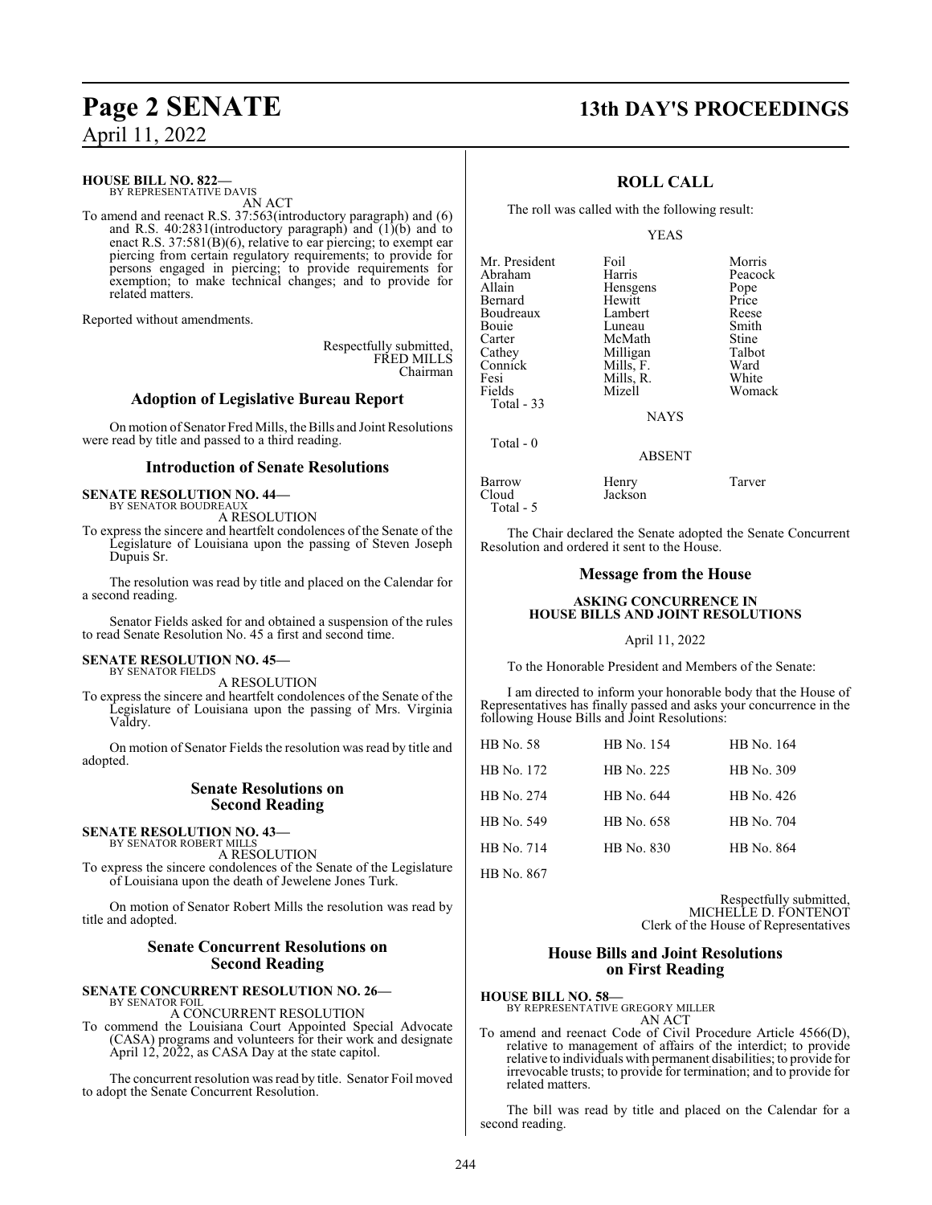**HOUSE BILL NO. 822—**
BY REPRESENTATIVE DAVIS
AN ACT

To amend and reenact R.S. 37:563(introductory paragraph) and (6) and R.S. 40:2831(introductory paragraph) and (1)(b) and to enact R.S. 37:581(B)(6), relative to ear piercing; to exempt ear piercing from certain regulatory requirements; to provide for persons engaged in piercing; to provide requirements for exemption; to make technical changes; and to provide for related matters.

Reported without amendments.

Respectfully submitted,
FRED MILLS
Chairman

## Adoption of Legislative Bureau Report

On motion of Senator Fred Mills, the Bills and Joint Resolutions were read by title and passed to a third reading.

## Introduction of Senate Resolutions

**SENATE RESOLUTION NO. 44—**
BY SENATOR BOUDREAUX
A RESOLUTION

To express the sincere and heartfelt condolences of the Senate of the Legislature of Louisiana upon the passing of Steven Joseph Dupuis Sr.

The resolution was read by title and placed on the Calendar for a second reading.

Senator Fields asked for and obtained a suspension of the rules to read Senate Resolution No. 45 a first and second time.

**SENATE RESOLUTION NO. 45—**
BY SENATOR FIELDS
A RESOLUTION

To express the sincere and heartfelt condolences of the Senate of the Legislature of Louisiana upon the passing of Mrs. Virginia Valdry.

On motion of Senator Fields the resolution was read by title and adopted.

## Senate Resolutions on Second Reading

**SENATE RESOLUTION NO. 43—**
BY SENATOR ROBERT MILLS
A RESOLUTION

To express the sincere condolences of the Senate of the Legislature of Louisiana upon the death of Jewelene Jones Turk.

On motion of Senator Robert Mills the resolution was read by title and adopted.

## Senate Concurrent Resolutions on Second Reading

**SENATE CONCURRENT RESOLUTION NO. 26—**
BY SENATOR FOIL
A CONCURRENT RESOLUTION

To commend the Louisiana Court Appointed Special Advocate (CASA) programs and volunteers for their work and designate April 12, 2022, as CASA Day at the state capitol.

The concurrent resolution was read by title. Senator Foil moved to adopt the Senate Concurrent Resolution.

## ROLL CALL

The roll was called with the following result:

YEAS

| | | |
|---|---|---|
| Mr. President | Foil | Morris |
| Abraham | Harris | Peacock |
| Allain | Hensgens | Pope |
| Bernard | Hewitt | Price |
| Boudreaux | Lambert | Reese |
| Bouie | Luneau | Smith |
| Carter | McMath | Stine |
| Cathey | Milligan | Talbot |
| Connick | Mills, F. | Ward |
| Fesi | Mills, R. | White |
| Fields | Mizell | Womack |

Total - 33

NAYS

Total - 0

ABSENT

| | | |
|---|---|---|
| Barrow | Henry | Tarver |
| Cloud | Jackson | |

Total - 5

The Chair declared the Senate adopted the Senate Concurrent Resolution and ordered it sent to the House.

## Message from the House

**ASKING CONCURRENCE IN HOUSE BILLS AND JOINT RESOLUTIONS**

April 11, 2022

To the Honorable President and Members of the Senate:

I am directed to inform your honorable body that the House of Representatives has finally passed and asks your concurrence in the following House Bills and Joint Resolutions:

| | | |
|---|---|---|
| HB No. 58 | HB No. 154 | HB No. 164 |
| HB No. 172 | HB No. 225 | HB No. 309 |
| HB No. 274 | HB No. 644 | HB No. 426 |
| HB No. 549 | HB No. 658 | HB No. 704 |
| HB No. 714 | HB No. 830 | HB No. 864 |
| HB No. 867 | | |

Respectfully submitted,
MICHELLE D. FONTENOT
Clerk of the House of Representatives

## House Bills and Joint Resolutions on First Reading

**HOUSE BILL NO. 58—**
BY REPRESENTATIVE GREGORY MILLER
AN ACT

To amend and reenact Code of Civil Procedure Article 4566(D), relative to management of affairs of the interdict; to provide relative to individuals with permanent disabilities; to provide for irrevocable trusts; to provide for termination; and to provide for related matters.

The bill was read by title and placed on the Calendar for a second reading.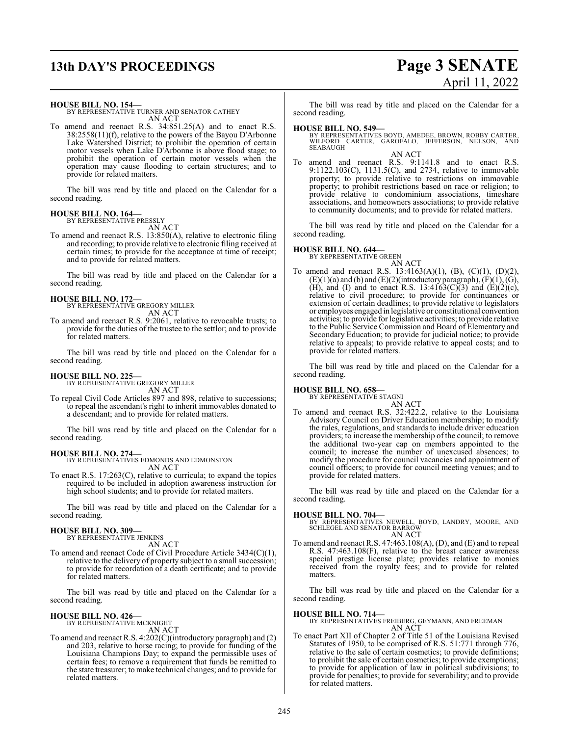**HOUSE BILL NO. 154—**
BY REPRESENTATIVE TURNER AND SENATOR CATHEY
AN ACT

To amend and reenact R.S. 34:851.25(A) and to enact R.S. 38:2558(11)(f), relative to the powers of the Bayou D'Arbonne Lake Watershed District; to prohibit the operation of certain motor vessels when Lake D'Arbonne is above flood stage; to prohibit the operation of certain motor vessels when the operation may cause flooding to certain structures; and to provide for related matters.

The bill was read by title and placed on the Calendar for a second reading.

**HOUSE BILL NO. 164—**
BY REPRESENTATIVE PRESSLY
AN ACT

To amend and reenact R.S. 13:850(A), relative to electronic filing and recording; to provide relative to electronic filing received at certain times; to provide for the acceptance at time of receipt; and to provide for related matters.

The bill was read by title and placed on the Calendar for a second reading.

**HOUSE BILL NO. 172—**
BY REPRESENTATIVE GREGORY MILLER
AN ACT

To amend and reenact R.S. 9:2061, relative to revocable trusts; to provide for the duties of the trustee to the settlor; and to provide for related matters.

The bill was read by title and placed on the Calendar for a second reading.

**HOUSE BILL NO. 225—**
BY REPRESENTATIVE GREGORY MILLER
AN ACT

To repeal Civil Code Articles 897 and 898, relative to successions; to repeal the ascendant's right to inherit immovables donated to a descendant; and to provide for related matters.

The bill was read by title and placed on the Calendar for a second reading.

**HOUSE BILL NO. 274—**
BY REPRESENTATIVES EDMONDS AND EDMONSTON
AN ACT

To enact R.S. 17:263(C), relative to curricula; to expand the topics required to be included in adoption awareness instruction for high school students; and to provide for related matters.

The bill was read by title and placed on the Calendar for a second reading.

**HOUSE BILL NO. 309—**
BY REPRESENTATIVE JENKINS
AN ACT

To amend and reenact Code of Civil Procedure Article 3434(C)(1), relative to the delivery of property subject to a small succession; to provide for recordation of a death certificate; and to provide for related matters.

The bill was read by title and placed on the Calendar for a second reading.

**HOUSE BILL NO. 426—**
BY REPRESENTATIVE MCKNIGHT
AN ACT

To amend and reenact R.S. 4:202(C)(introductory paragraph) and (2) and 203, relative to horse racing; to provide for funding of the Louisiana Champions Day; to expand the permissible uses of certain fees; to remove a requirement that funds be remitted to the state treasurer; to make technical changes; and to provide for related matters.

The bill was read by title and placed on the Calendar for a second reading.

**HOUSE BILL NO. 549—**
BY REPRESENTATIVES BOYD, AMEDEE, BROWN, ROBBY CARTER, WILFORD CARTER, GAROFALO, JEFFERSON, NELSON, AND SEABAUGH
AN ACT

To amend and reenact R.S. 9:1141.8 and to enact R.S. 9:1122.103(C), 1131.5(C), and 2734, relative to immovable property; to provide relative to restrictions on immovable property; to prohibit restrictions based on race or religion; to provide relative to condominium associations, timeshare associations, and homeowners associations; to provide relative to community documents; and to provide for related matters.

The bill was read by title and placed on the Calendar for a second reading.

**HOUSE BILL NO. 644—**
BY REPRESENTATIVE GREEN
AN ACT

To amend and reenact R.S. 13:4163(A)(1), (B), (C)(1), (D)(2), (E)(1)(a) and (b) and (E)(2)(introductory paragraph), (F)(1), (G), (H), and (I) and to enact R.S. 13:4163(C)(3) and (E)(2)(c), relative to civil procedure; to provide for continuances or extension of certain deadlines; to provide relative to legislators or employees engaged in legislative or constitutional convention activities; to provide for legislative activities; to provide relative to the Public Service Commission and Board of Elementary and Secondary Education; to provide for judicial notice; to provide relative to appeals; to provide relative to appeal costs; and to provide for related matters.

The bill was read by title and placed on the Calendar for a second reading.

**HOUSE BILL NO. 658—**
BY REPRESENTATIVE STAGNI
AN ACT

To amend and reenact R.S. 32:422.2, relative to the Louisiana Advisory Council on Driver Education membership; to modify the rules, regulations, and standards to include driver education providers; to increase the membership of the council; to remove the additional two-year cap on members appointed to the council; to increase the number of unexcused absences; to modify the procedure for council vacancies and appointment of council officers; to provide for council meeting venues; and to provide for related matters.

The bill was read by title and placed on the Calendar for a second reading.

**HOUSE BILL NO. 704—**
BY REPRESENTATIVES NEWELL, BOYD, LANDRY, MOORE, AND SCHLEGEL AND SENATOR BARROW
AN ACT

To amend and reenact R.S. 47:463.108(A), (D), and (E) and to repeal R.S. 47:463.108(F), relative to the breast cancer awareness special prestige license plate; provides relative to monies received from the royalty fees; and to provide for related matters.

The bill was read by title and placed on the Calendar for a second reading.

**HOUSE BILL NO. 714—**
BY REPRESENTATIVES FREIBERG, GEYMANN, AND FREEMAN
AN ACT

To enact Part XII of Chapter 2 of Title 51 of the Louisiana Revised Statutes of 1950, to be comprised of R.S. 51:771 through 776, relative to the sale of certain cosmetics; to provide definitions; to prohibit the sale of certain cosmetics; to provide exemptions; to provide for application of law in political subdivisions; to provide for penalties; to provide for severability; and to provide for related matters.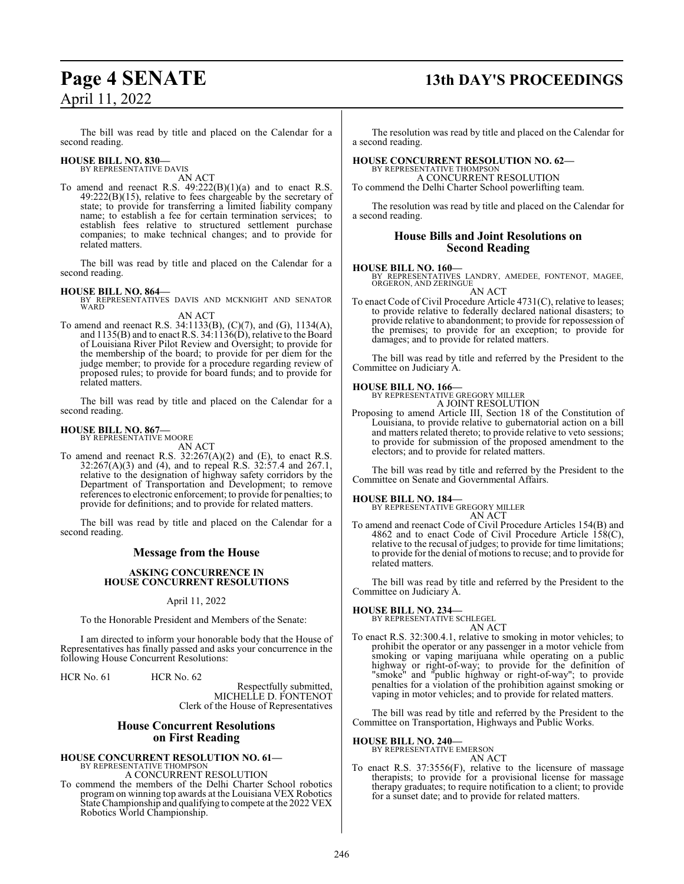The bill was read by title and placed on the Calendar for a second reading.

**HOUSE BILL NO. 830—**
BY REPRESENTATIVE DAVIS
AN ACT

To amend and reenact R.S. 49:222(B)(1)(a) and to enact R.S. 49:222(B)(15), relative to fees chargeable by the secretary of state; to provide for transferring a limited liability company name; to establish a fee for certain termination services; to establish fees relative to structured settlement purchase companies; to make technical changes; and to provide for related matters.

The bill was read by title and placed on the Calendar for a second reading.

**HOUSE BILL NO. 864—**
BY REPRESENTATIVES DAVIS AND MCKNIGHT AND SENATOR WARD
AN ACT

To amend and reenact R.S. 34:1133(B), (C)(7), and (G), 1134(A), and 1135(B) and to enact R.S. 34:1136(D), relative to the Board of Louisiana River Pilot Review and Oversight; to provide for the membership of the board; to provide for per diem for the judge member; to provide for a procedure regarding review of proposed rules; to provide for board funds; and to provide for related matters.

The bill was read by title and placed on the Calendar for a second reading.

**HOUSE BILL NO. 867—**
BY REPRESENTATIVE MOORE
AN ACT

To amend and reenact R.S. 32:267(A)(2) and (E), to enact R.S. 32:267(A)(3) and (4), and to repeal R.S. 32:57.4 and 267.1, relative to the designation of highway safety corridors by the Department of Transportation and Development; to remove references to electronic enforcement; to provide for penalties; to provide for definitions; and to provide for related matters.

The bill was read by title and placed on the Calendar for a second reading.

## Message from the House

**ASKING CONCURRENCE IN HOUSE CONCURRENT RESOLUTIONS**

April 11, 2022

To the Honorable President and Members of the Senate:

I am directed to inform your honorable body that the House of Representatives has finally passed and asks your concurrence in the following House Concurrent Resolutions:

HCR No. 61 HCR No. 62

Respectfully submitted,
MICHELLE D. FONTENOT
Clerk of the House of Representatives

## House Concurrent Resolutions on First Reading

**HOUSE CONCURRENT RESOLUTION NO. 61—**
BY REPRESENTATIVE THOMPSON
A CONCURRENT RESOLUTION

To commend the members of the Delhi Charter School robotics program on winning top awards at the Louisiana VEX Robotics State Championship and qualifying to compete at the 2022 VEX Robotics World Championship.

The resolution was read by title and placed on the Calendar for a second reading.

**HOUSE CONCURRENT RESOLUTION NO. 62—**
BY REPRESENTATIVE THOMPSON
A CONCURRENT RESOLUTION

To commend the Delhi Charter School powerlifting team.

The resolution was read by title and placed on the Calendar for a second reading.

## House Bills and Joint Resolutions on Second Reading

**HOUSE BILL NO. 160—**
BY REPRESENTATIVES LANDRY, AMEDEE, FONTENOT, MAGEE, ORGERON, AND ZERINGUE
AN ACT

To enact Code of Civil Procedure Article 4731(C), relative to leases; to provide relative to federally declared national disasters; to provide relative to abandonment; to provide for repossession of the premises; to provide for an exception; to provide for damages; and to provide for related matters.

The bill was read by title and referred by the President to the Committee on Judiciary A.

**HOUSE BILL NO. 166—**
BY REPRESENTATIVE GREGORY MILLER
A JOINT RESOLUTION

Proposing to amend Article III, Section 18 of the Constitution of Louisiana, to provide relative to gubernatorial action on a bill and matters related thereto; to provide relative to veto sessions; to provide for submission of the proposed amendment to the electors; and to provide for related matters.

The bill was read by title and referred by the President to the Committee on Senate and Governmental Affairs.

**HOUSE BILL NO. 184—**
BY REPRESENTATIVE GREGORY MILLER
AN ACT

To amend and reenact Code of Civil Procedure Articles 154(B) and 4862 and to enact Code of Civil Procedure Article 158(C), relative to the recusal of judges; to provide for time limitations; to provide for the denial of motions to recuse; and to provide for related matters.

The bill was read by title and referred by the President to the Committee on Judiciary A.

**HOUSE BILL NO. 234—**
BY REPRESENTATIVE SCHLEGEL
AN ACT

To enact R.S. 32:300.4.1, relative to smoking in motor vehicles; to prohibit the operator or any passenger in a motor vehicle from smoking or vaping marijuana while operating on a public highway or right-of-way; to provide for the definition of "smoke" and "public highway or right-of-way"; to provide penalties for a violation of the prohibition against smoking or vaping in motor vehicles; and to provide for related matters.

The bill was read by title and referred by the President to the Committee on Transportation, Highways and Public Works.

**HOUSE BILL NO. 240—**
BY REPRESENTATIVE EMERSON
AN ACT

To enact R.S. 37:3556(F), relative to the licensure of massage therapists; to provide for a provisional license for massage therapy graduates; to require notification to a client; to provide for a sunset date; and to provide for related matters.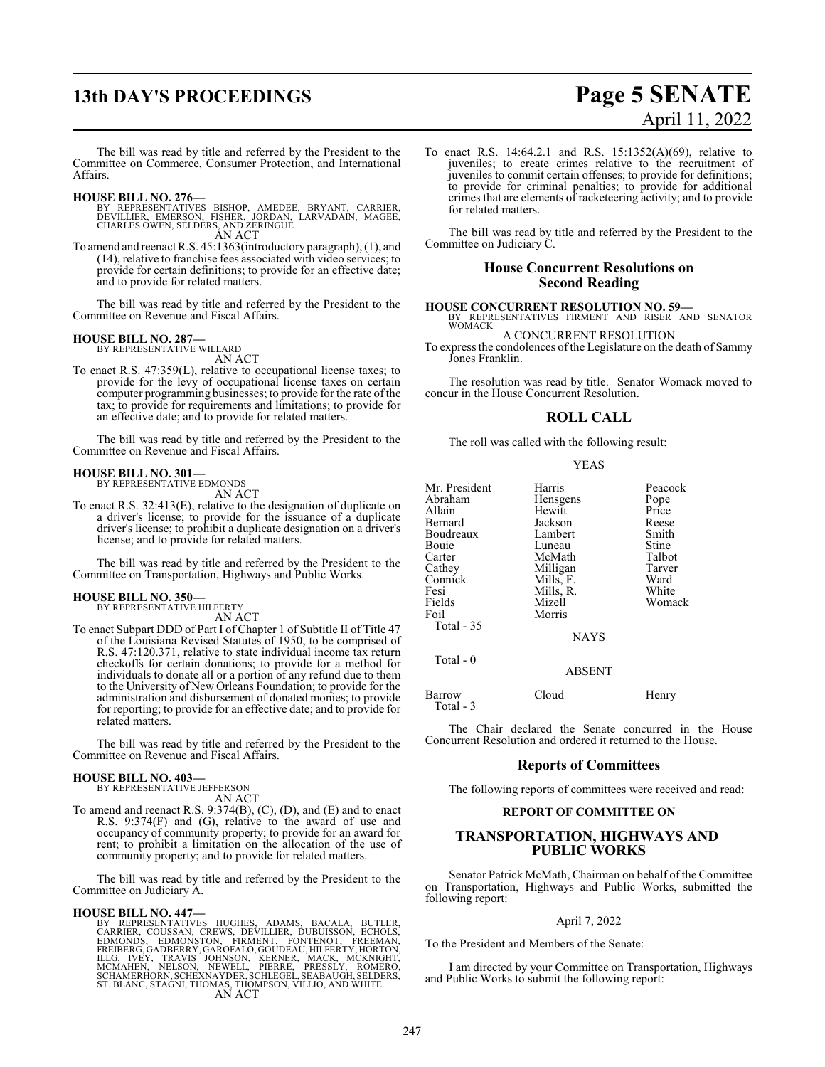The bill was read by title and referred by the President to the Committee on Commerce, Consumer Protection, and International Affairs.

**HOUSE BILL NO. 276—**
BY REPRESENTATIVES BISHOP, AMEDEE, BRYANT, CARRIER, DEVILLIER, EMERSON, FISHER, JORDAN, LARVADAIN, MAGEE, CHARLES OWEN, SELDERS, AND ZERINGUE
AN ACT

To amend and reenact R.S. 45:1363(introductory paragraph), (1), and (14), relative to franchise fees associated with video services; to provide for certain definitions; to provide for an effective date; and to provide for related matters.

The bill was read by title and referred by the President to the Committee on Revenue and Fiscal Affairs.

**HOUSE BILL NO. 287—**
BY REPRESENTATIVE WILLARD
AN ACT

To enact R.S. 47:359(L), relative to occupational license taxes; to provide for the levy of occupational license taxes on certain computer programming businesses; to provide for the rate of the tax; to provide for requirements and limitations; to provide for an effective date; and to provide for related matters.

The bill was read by title and referred by the President to the Committee on Revenue and Fiscal Affairs.

**HOUSE BILL NO. 301—**
BY REPRESENTATIVE EDMONDS
AN ACT

To enact R.S. 32:413(E), relative to the designation of duplicate on a driver's license; to provide for the issuance of a duplicate driver's license; to prohibit a duplicate designation on a driver's license; and to provide for related matters.

The bill was read by title and referred by the President to the Committee on Transportation, Highways and Public Works.

**HOUSE BILL NO. 350—**
BY REPRESENTATIVE HILFERTY
AN ACT

To enact Subpart DDD of Part I of Chapter 1 of Subtitle II of Title 47 of the Louisiana Revised Statutes of 1950, to be comprised of R.S. 47:120.371, relative to state individual income tax return checkoffs for certain donations; to provide for a method for individuals to donate all or a portion of any refund due to them to the University of New Orleans Foundation; to provide for the administration and disbursement of donated monies; to provide for reporting; to provide for an effective date; and to provide for related matters.

The bill was read by title and referred by the President to the Committee on Revenue and Fiscal Affairs.

**HOUSE BILL NO. 403—**
BY REPRESENTATIVE JEFFERSON
AN ACT

To amend and reenact R.S. 9:374(B), (C), (D), and (E) and to enact R.S. 9:374(F) and (G), relative to the award of use and occupancy of community property; to provide for an award for rent; to prohibit a limitation on the allocation of the use of community property; and to provide for related matters.

The bill was read by title and referred by the President to the Committee on Judiciary A.

**HOUSE BILL NO. 447—**
BY REPRESENTATIVES HUGHES, ADAMS, BACALA, BUTLER, CARRIER, COUSSAN, CREWS, DEVILLIER, DUBUISSON, ECHOLS, EDMONDS, EDMONSTON, FIRMENT, FONTENOT, FREEMAN, FREIBERG, GADBERRY, GAROFALO, GOUDEAU, HILFERTY, HORTON, ILLG, IVEY, TRAVIS JOHNSON, KERNER, MACK, MCKNIGHT, MCMAHEN, NELSON, NEWELL, PIERRE, PRESSLY, ROMERO, SCHAMERHORN, SCHEXNAYDER, SCHLEGEL, SEABAUGH, SELDERS, ST. BLANC, STAGNI, THOMAS, THOMPSON, VILLIO, AND WHITE
AN ACT

To enact R.S. 14:64.2.1 and R.S. 15:1352(A)(69), relative to juveniles; to create crimes relative to the recruitment of juveniles to commit certain offenses; to provide for definitions; to provide for criminal penalties; to provide for additional crimes that are elements of racketeering activity; and to provide for related matters.

The bill was read by title and referred by the President to the Committee on Judiciary C.

## House Concurrent Resolutions on Second Reading

**HOUSE CONCURRENT RESOLUTION NO. 59—**
BY REPRESENTATIVES FIRMENT AND RISER AND SENATOR WOMACK
A CONCURRENT RESOLUTION

To express the condolences of the Legislature on the death of Sammy Jones Franklin.

The resolution was read by title. Senator Womack moved to concur in the House Concurrent Resolution.

## ROLL CALL

The roll was called with the following result:

YEAS

| | | |
|---|---|---|
| Mr. President | Harris | Peacock |
| Abraham | Hensgens | Pope |
| Allain | Hewitt | Price |
| Bernard | Jackson | Reese |
| Boudreaux | Lambert | Smith |
| Bouie | Luneau | Stine |
| Carter | McMath | Talbot |
| Cathey | Milligan | Tarver |
| Connick | Mills, F. | Ward |
| Fesi | Mills, R. | White |
| Fields | Mizell | Womack |
| Foil | Morris | |

Total - 35

NAYS

Total - 0

ABSENT

| | | |
|---|---|---|
| Barrow | Cloud | Henry |

Total - 3

The Chair declared the Senate concurred in the House Concurrent Resolution and ordered it returned to the House.

## Reports of Committees

The following reports of committees were received and read:

### REPORT OF COMMITTEE ON

### TRANSPORTATION, HIGHWAYS AND PUBLIC WORKS

Senator Patrick McMath, Chairman on behalf of the Committee on Transportation, Highways and Public Works, submitted the following report:

April 7, 2022

To the President and Members of the Senate:

I am directed by your Committee on Transportation, Highways and Public Works to submit the following report: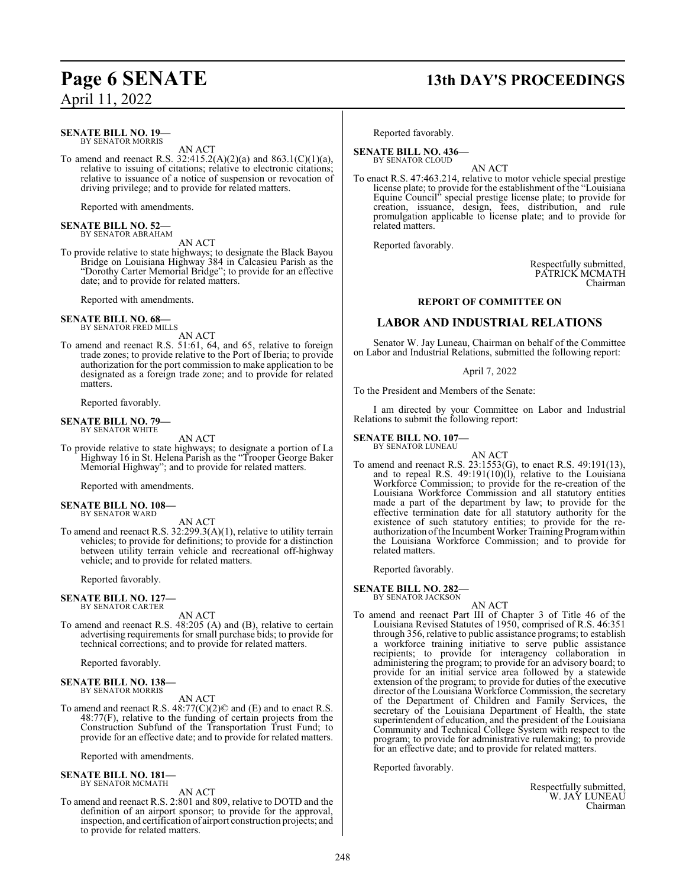**SENATE BILL NO. 19—**
BY SENATOR MORRIS

AN ACT

To amend and reenact R.S. 32:415.2(A)(2)(a) and 863.1(C)(1)(a), relative to issuing of citations; relative to electronic citations; relative to issuance of a notice of suspension or revocation of driving privilege; and to provide for related matters.

Reported with amendments.

**SENATE BILL NO. 52—**
BY SENATOR ABRAHAM

AN ACT

To provide relative to state highways; to designate the Black Bayou Bridge on Louisiana Highway 384 in Calcasieu Parish as the "Dorothy Carter Memorial Bridge"; to provide for an effective date; and to provide for related matters.

Reported with amendments.

**SENATE BILL NO. 68—**
BY SENATOR FRED MILLS

AN ACT

To amend and reenact R.S. 51:61, 64, and 65, relative to foreign trade zones; to provide relative to the Port of Iberia; to provide authorization for the port commission to make application to be designated as a foreign trade zone; and to provide for related matters.

Reported favorably.

**SENATE BILL NO. 79—**
BY SENATOR WHITE

AN ACT

To provide relative to state highways; to designate a portion of La Highway 16 in St. Helena Parish as the "Trooper George Baker Memorial Highway"; and to provide for related matters.

Reported with amendments.

**SENATE BILL NO. 108—**
BY SENATOR WARD

AN ACT

To amend and reenact R.S. 32:299.3(A)(1), relative to utility terrain vehicles; to provide for definitions; to provide for a distinction between utility terrain vehicle and recreational off-highway vehicle; and to provide for related matters.

Reported favorably.

**SENATE BILL NO. 127—**
BY SENATOR CARTER

AN ACT

To amend and reenact R.S. 48:205 (A) and (B), relative to certain advertising requirements for small purchase bids; to provide for technical corrections; and to provide for related matters.

Reported favorably.

**SENATE BILL NO. 138—**
BY SENATOR MORRIS

AN ACT

To amend and reenact R.S. 48:77(C)(2)© and (E) and to enact R.S. 48:77(F), relative to the funding of certain projects from the Construction Subfund of the Transportation Trust Fund; to provide for an effective date; and to provide for related matters.

Reported with amendments.

**SENATE BILL NO. 181—**
BY SENATOR MCMATH

AN ACT

To amend and reenact R.S. 2:801 and 809, relative to DOTD and the definition of an airport sponsor; to provide for the approval, inspection, and certification of airport construction projects; and to provide for related matters.

Reported favorably.

**SENATE BILL NO. 436—**
BY SENATOR CLOUD

AN ACT

To enact R.S. 47:463.214, relative to motor vehicle special prestige license plate; to provide for the establishment of the "Louisiana Equine Council" special prestige license plate; to provide for creation, issuance, design, fees, distribution, and rule promulgation applicable to license plate; and to provide for related matters.

Reported favorably.

Respectfully submitted,
PATRICK MCMATH
Chairman

**REPORT OF COMMITTEE ON**

## LABOR AND INDUSTRIAL RELATIONS

Senator W. Jay Luneau, Chairman on behalf of the Committee on Labor and Industrial Relations, submitted the following report:

April 7, 2022

To the President and Members of the Senate:

I am directed by your Committee on Labor and Industrial Relations to submit the following report:

**SENATE BILL NO. 107—**
BY SENATOR LUNEAU

AN ACT

To amend and reenact R.S. 23:1553(G), to enact R.S. 49:191(13), and to repeal R.S. 49:191(10)(l), relative to the Louisiana Workforce Commission; to provide for the re-creation of the Louisiana Workforce Commission and all statutory entities made a part of the department by law; to provide for the effective termination date for all statutory authority for the existence of such statutory entities; to provide for the re-authorization of the Incumbent Worker Training Program within the Louisiana Workforce Commission; and to provide for related matters.

Reported favorably.

**SENATE BILL NO. 282—**
BY SENATOR JACKSON

AN ACT

To amend and reenact Part III of Chapter 3 of Title 46 of the Louisiana Revised Statutes of 1950, comprised of R.S. 46:351 through 356, relative to public assistance programs; to establish a workforce training initiative to serve public assistance recipients; to provide for interagency collaboration in administering the program; to provide for an advisory board; to provide for an initial service area followed by a statewide extension of the program; to provide for duties of the executive director of the Louisiana Workforce Commission, the secretary of the Department of Children and Family Services, the secretary of the Louisiana Department of Health, the state superintendent of education, and the president of the Louisiana Community and Technical College System with respect to the program; to provide for administrative rulemaking; to provide for an effective date; and to provide for related matters.

Reported favorably.

Respectfully submitted,
W. JAY LUNEAU
Chairman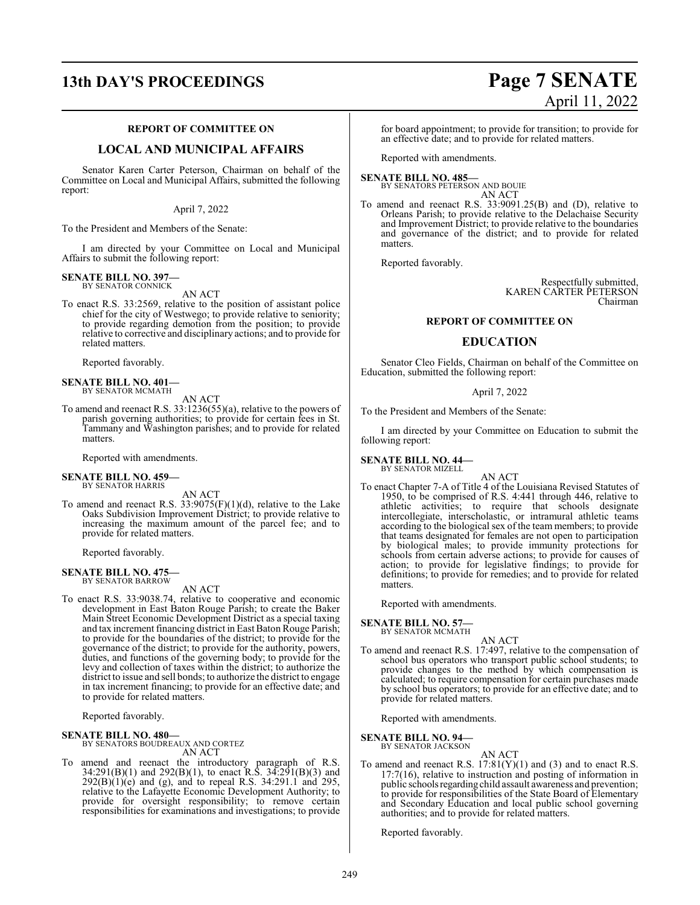### REPORT OF COMMITTEE ON

## LOCAL AND MUNICIPAL AFFAIRS

Senator Karen Carter Peterson, Chairman on behalf of the Committee on Local and Municipal Affairs, submitted the following report:

April 7, 2022

To the President and Members of the Senate:

I am directed by your Committee on Local and Municipal Affairs to submit the following report:

**SENATE BILL NO. 397—**
BY SENATOR CONNICK

AN ACT

To enact R.S. 33:2569, relative to the position of assistant police chief for the city of Westwego; to provide relative to seniority; to provide regarding demotion from the position; to provide relative to corrective and disciplinary actions; and to provide for related matters.

Reported favorably.

**SENATE BILL NO. 401—**
BY SENATOR MCMATH

AN ACT

To amend and reenact R.S. 33:1236(55)(a), relative to the powers of parish governing authorities; to provide for certain fees in St. Tammany and Washington parishes; and to provide for related matters.

Reported with amendments.

**SENATE BILL NO. 459—**
BY SENATOR HARRIS

AN ACT

To amend and reenact R.S. 33:9075(F)(1)(d), relative to the Lake Oaks Subdivision Improvement District; to provide relative to increasing the maximum amount of the parcel fee; and to provide for related matters.

Reported favorably.

**SENATE BILL NO. 475—**
BY SENATOR BARROW

AN ACT

To enact R.S. 33:9038.74, relative to cooperative and economic development in East Baton Rouge Parish; to create the Baker Main Street Economic Development District as a special taxing and tax increment financing district in East Baton Rouge Parish; to provide for the boundaries of the district; to provide for the governance of the district; to provide for the authority, powers, duties, and functions of the governing body; to provide for the levy and collection of taxes within the district; to authorize the district to issue and sell bonds; to authorize the district to engage in tax increment financing; to provide for an effective date; and to provide for related matters.

Reported favorably.

**SENATE BILL NO. 480—**
BY SENATORS BOUDREAUX AND CORTEZ

AN ACT

To amend and reenact the introductory paragraph of R.S. 34:291(B)(1) and 292(B)(1), to enact R.S. 34:291(B)(3) and 292(B)(1)(e) and (g), and to repeal R.S. 34:291.1 and 295, relative to the Lafayette Economic Development Authority; to provide for oversight responsibility; to remove certain responsibilities for examinations and investigations; to provide for board appointment; to provide for transition; to provide for an effective date; and to provide for related matters.

Reported with amendments.

**SENATE BILL NO. 485—**
BY SENATORS PETERSON AND BOUIE

AN ACT

To amend and reenact R.S. 33:9091.25(B) and (D), relative to Orleans Parish; to provide relative to the Delachaise Security and Improvement District; to provide relative to the boundaries and governance of the district; and to provide for related matters.

Reported favorably.

Respectfully submitted,
KAREN CARTER PETERSON
Chairman

### REPORT OF COMMITTEE ON

## EDUCATION

Senator Cleo Fields, Chairman on behalf of the Committee on Education, submitted the following report:

April 7, 2022

To the President and Members of the Senate:

I am directed by your Committee on Education to submit the following report:

**SENATE BILL NO. 44—**
BY SENATOR MIZELL

AN ACT

To enact Chapter 7-A of Title 4 of the Louisiana Revised Statutes of 1950, to be comprised of R.S. 4:441 through 446, relative to athletic activities; to require that schools designate intercollegiate, interscholastic, or intramural athletic teams according to the biological sex of the team members; to provide that teams designated for females are not open to participation by biological males; to provide immunity protections for schools from certain adverse actions; to provide for causes of action; to provide for legislative findings; to provide for definitions; to provide for remedies; and to provide for related matters.

Reported with amendments.

**SENATE BILL NO. 57—**
BY SENATOR MCMATH

AN ACT

To amend and reenact R.S. 17:497, relative to the compensation of school bus operators who transport public school students; to provide changes to the method by which compensation is calculated; to require compensation for certain purchases made by school bus operators; to provide for an effective date; and to provide for related matters.

Reported with amendments.

**SENATE BILL NO. 94—**
BY SENATOR JACKSON

AN ACT

To amend and reenact R.S. 17:81(Y)(1) and (3) and to enact R.S. 17:7(16), relative to instruction and posting of information in public schools regarding child assault awareness and prevention; to provide for responsibilities of the State Board of Elementary and Secondary Education and local public school governing authorities; and to provide for related matters.

Reported favorably.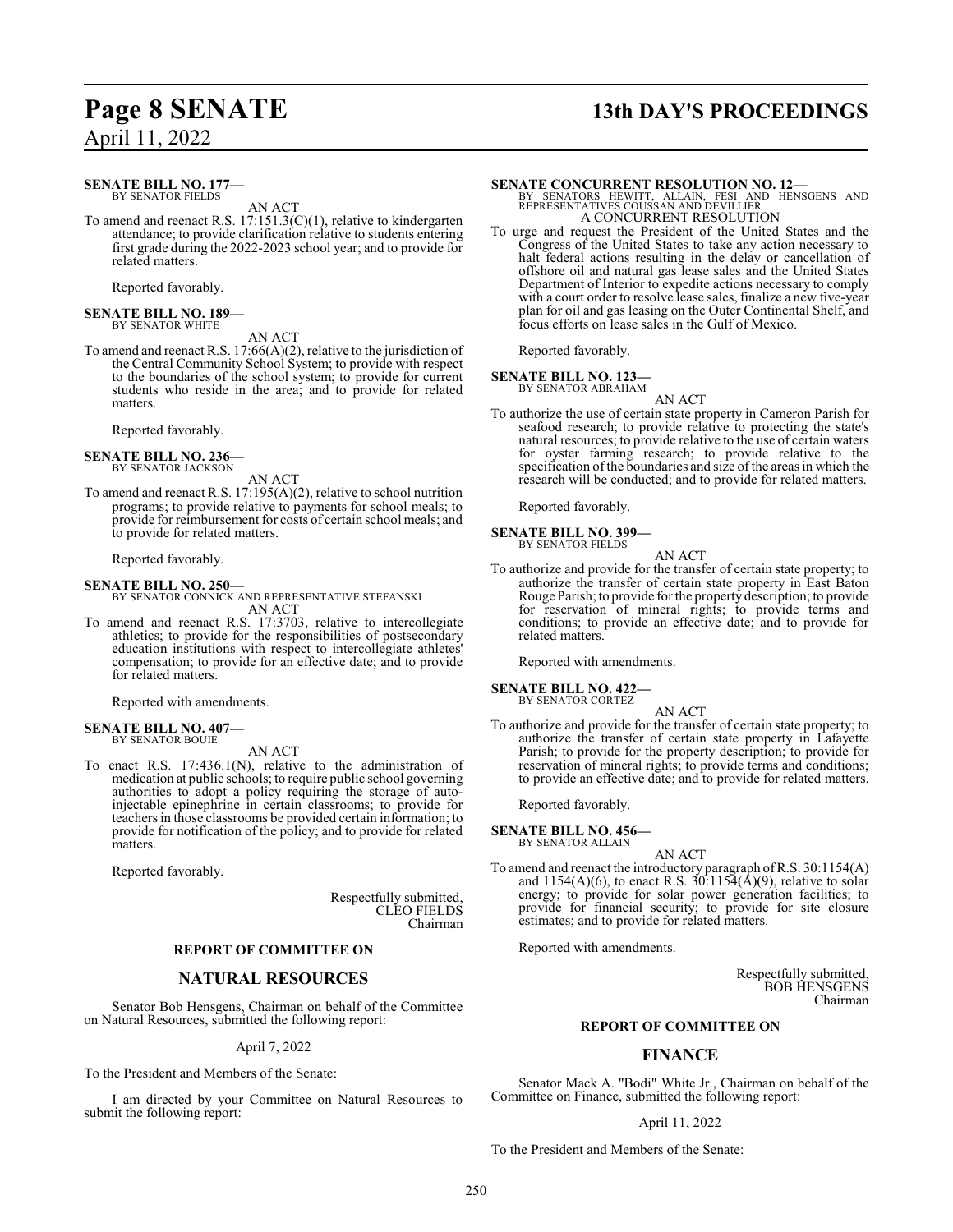**SENATE BILL NO. 177—**
BY SENATOR FIELDS

AN ACT

To amend and reenact R.S. 17:151.3(C)(1), relative to kindergarten attendance; to provide clarification relative to students entering first grade during the 2022-2023 school year; and to provide for related matters.

Reported favorably.

**SENATE BILL NO. 189—**
BY SENATOR WHITE

AN ACT

To amend and reenact R.S. 17:66(A)(2), relative to the jurisdiction of the Central Community School System; to provide with respect to the boundaries of the school system; to provide for current students who reside in the area; and to provide for related matters.

Reported favorably.

**SENATE BILL NO. 236—**
BY SENATOR JACKSON

AN ACT

To amend and reenact R.S. 17:195(A)(2), relative to school nutrition programs; to provide relative to payments for school meals; to provide for reimbursement for costs of certain school meals; and to provide for related matters.

Reported favorably.

**SENATE BILL NO. 250—**
BY SENATOR CONNICK AND REPRESENTATIVE STEFANSKI

AN ACT

To amend and reenact R.S. 17:3703, relative to intercollegiate athletics; to provide for the responsibilities of postsecondary education institutions with respect to intercollegiate athletes' compensation; to provide for an effective date; and to provide for related matters.

Reported with amendments.

**SENATE BILL NO. 407—**
BY SENATOR BOUIE

AN ACT

To enact R.S. 17:436.1(N), relative to the administration of medication at public schools; to require public school governing authorities to adopt a policy requiring the storage of auto-injectable epinephrine in certain classrooms; to provide for teachers in those classrooms be provided certain information; to provide for notification of the policy; and to provide for related matters.

Reported favorably.

Respectfully submitted,
CLEO FIELDS
Chairman

**REPORT OF COMMITTEE ON**

## NATURAL RESOURCES

Senator Bob Hensgens, Chairman on behalf of the Committee on Natural Resources, submitted the following report:

April 7, 2022

To the President and Members of the Senate:

I am directed by your Committee on Natural Resources to submit the following report:

**SENATE CONCURRENT RESOLUTION NO. 12—**
BY SENATORS HEWITT, ALLAIN, FESI AND HENSGENS AND REPRESENTATIVES COUSSAN AND DEVILLIER

A CONCURRENT RESOLUTION

To urge and request the President of the United States and the Congress of the United States to take any action necessary to halt federal actions resulting in the delay or cancellation of offshore oil and natural gas lease sales and the United States Department of Interior to expedite actions necessary to comply with a court order to resolve lease sales, finalize a new five-year plan for oil and gas leasing on the Outer Continental Shelf, and focus efforts on lease sales in the Gulf of Mexico.

Reported favorably.

**SENATE BILL NO. 123—**
BY SENATOR ABRAHAM

AN ACT

To authorize the use of certain state property in Cameron Parish for seafood research; to provide relative to protecting the state's natural resources; to provide relative to the use of certain waters for oyster farming research; to provide relative to the specification of the boundaries and size of the areas in which the research will be conducted; and to provide for related matters.

Reported favorably.

**SENATE BILL NO. 399—**
BY SENATOR FIELDS

AN ACT

To authorize and provide for the transfer of certain state property; to authorize the transfer of certain state property in East Baton Rouge Parish; to provide for the property description; to provide for reservation of mineral rights; to provide terms and conditions; to provide an effective date; and to provide for related matters.

Reported with amendments.

**SENATE BILL NO. 422—**
BY SENATOR CORTEZ

AN ACT

To authorize and provide for the transfer of certain state property; to authorize the transfer of certain state property in Lafayette Parish; to provide for the property description; to provide for reservation of mineral rights; to provide terms and conditions; to provide an effective date; and to provide for related matters.

Reported favorably.

**SENATE BILL NO. 456—**
BY SENATOR ALLAIN

AN ACT

To amend and reenact the introductory paragraph of R.S. 30:1154(A) and 1154(A)(6), to enact R.S. 30:1154(A)(9), relative to solar energy; to provide for solar power generation facilities; to provide for financial security; to provide for site closure estimates; and to provide for related matters.

Reported with amendments.

Respectfully submitted,
BOB HENSGENS
Chairman

**REPORT OF COMMITTEE ON**

## FINANCE

Senator Mack A. "Bodi" White Jr., Chairman on behalf of the Committee on Finance, submitted the following report:

April 11, 2022

To the President and Members of the Senate: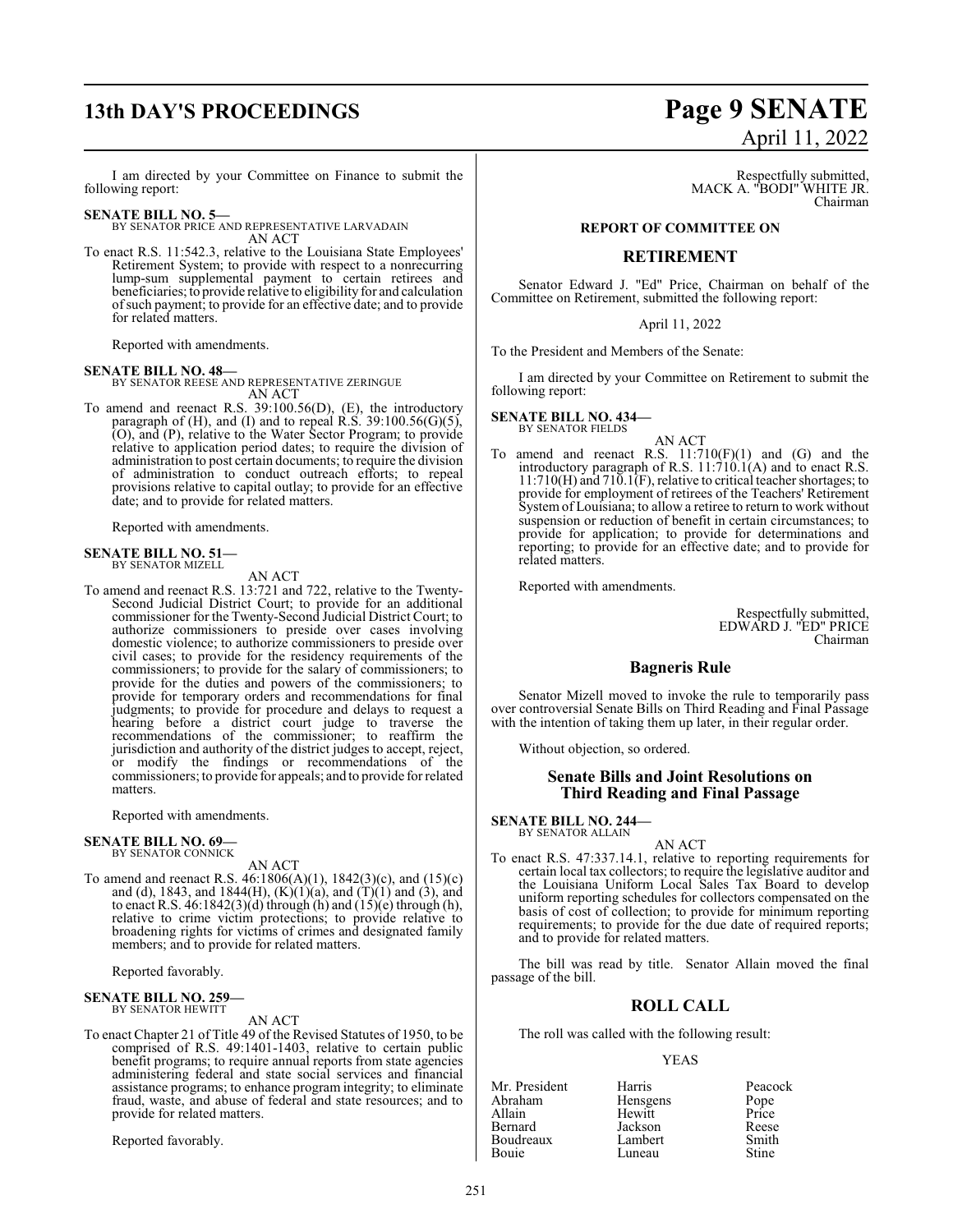I am directed by your Committee on Finance to submit the following report:

**SENATE BILL NO. 5—**
BY SENATOR PRICE AND REPRESENTATIVE LARVADAIN
AN ACT

To enact R.S. 11:542.3, relative to the Louisiana State Employees' Retirement System; to provide with respect to a nonrecurring lump-sum supplemental payment to certain retirees and beneficiaries; to provide relative to eligibility for and calculation of such payment; to provide for an effective date; and to provide for related matters.

Reported with amendments.

**SENATE BILL NO. 48—**
BY SENATOR REESE AND REPRESENTATIVE ZERINGUE
AN ACT

To amend and reenact R.S. 39:100.56(D), (E), the introductory paragraph of (H), and (I) and to repeal R.S. 39:100.56(G)(5), (O), and (P), relative to the Water Sector Program; to provide relative to application period dates; to require the division of administration to post certain documents; to require the division of administration to conduct outreach efforts; to repeal provisions relative to capital outlay; to provide for an effective date; and to provide for related matters.

Reported with amendments.

**SENATE BILL NO. 51—**
BY SENATOR MIZELL
AN ACT

To amend and reenact R.S. 13:721 and 722, relative to the Twenty-Second Judicial District Court; to provide for an additional commissioner for the Twenty-Second Judicial District Court; to authorize commissioners to preside over cases involving domestic violence; to authorize commissioners to preside over civil cases; to provide for the residency requirements of the commissioners; to provide for the salary of commissioners; to provide for the duties and powers of the commissioners; to provide for temporary orders and recommendations for final judgments; to provide for procedure and delays to request a hearing before a district court judge to traverse the recommendations of the commissioner; to reaffirm the jurisdiction and authority of the district judges to accept, reject, or modify the findings or recommendations of the commissioners; to provide for appeals; and to provide for related matters.

Reported with amendments.

**SENATE BILL NO. 69—**
BY SENATOR CONNICK
AN ACT

To amend and reenact R.S. 46:1806(A)(1), 1842(3)(c), and (15)(c) and (d), 1843, and 1844(H), (K)(1)(a), and (T)(1) and (3), and to enact R.S. 46:1842(3)(d) through (h) and (15)(e) through (h), relative to crime victim protections; to provide relative to broadening rights for victims of crimes and designated family members; and to provide for related matters.

Reported favorably.

**SENATE BILL NO. 259—**
BY SENATOR HEWITT
AN ACT

To enact Chapter 21 of Title 49 of the Revised Statutes of 1950, to be comprised of R.S. 49:1401-1403, relative to certain public benefit programs; to require annual reports from state agencies administering federal and state social services and financial assistance programs; to enhance program integrity; to eliminate fraud, waste, and abuse of federal and state resources; and to provide for related matters.

Reported favorably.

Respectfully submitted,
MACK A. "BODI" WHITE JR.
Chairman

## REPORT OF COMMITTEE ON

## RETIREMENT

Senator Edward J. "Ed" Price, Chairman on behalf of the Committee on Retirement, submitted the following report:

April 11, 2022

To the President and Members of the Senate:

I am directed by your Committee on Retirement to submit the following report:

**SENATE BILL NO. 434—**
BY SENATOR FIELDS
AN ACT

To amend and reenact R.S. 11:710(F)(1) and (G) and the introductory paragraph of R.S. 11:710.1(A) and to enact R.S. 11:710(H) and 710.1(F), relative to critical teacher shortages; to provide for employment of retirees of the Teachers' Retirement System of Louisiana; to allow a retiree to return to work without suspension or reduction of benefit in certain circumstances; to provide for application; to provide for determinations and reporting; to provide for an effective date; and to provide for related matters.

Reported with amendments.

Respectfully submitted,
EDWARD J. "ED" PRICE
Chairman

## Bagneris Rule

Senator Mizell moved to invoke the rule to temporarily pass over controversial Senate Bills on Third Reading and Final Passage with the intention of taking them up later, in their regular order.

Without objection, so ordered.

## Senate Bills and Joint Resolutions on Third Reading and Final Passage

**SENATE BILL NO. 244—**
BY SENATOR ALLAIN
AN ACT

To enact R.S. 47:337.14.1, relative to reporting requirements for certain local tax collectors; to require the legislative auditor and the Louisiana Uniform Local Sales Tax Board to develop uniform reporting schedules for collectors compensated on the basis of cost of collection; to provide for minimum reporting requirements; to provide for the due date of required reports; and to provide for related matters.

The bill was read by title. Senator Allain moved the final passage of the bill.

## ROLL CALL

The roll was called with the following result:

YEAS

| | | |
|---|---|---|
| Mr. President | Harris | Peacock |
| Abraham | Hensgens | Pope |
| Allain | Hewitt | Price |
| Bernard | Jackson | Reese |
| Boudreaux | Lambert | Smith |
| Bouie | Luneau | Stine |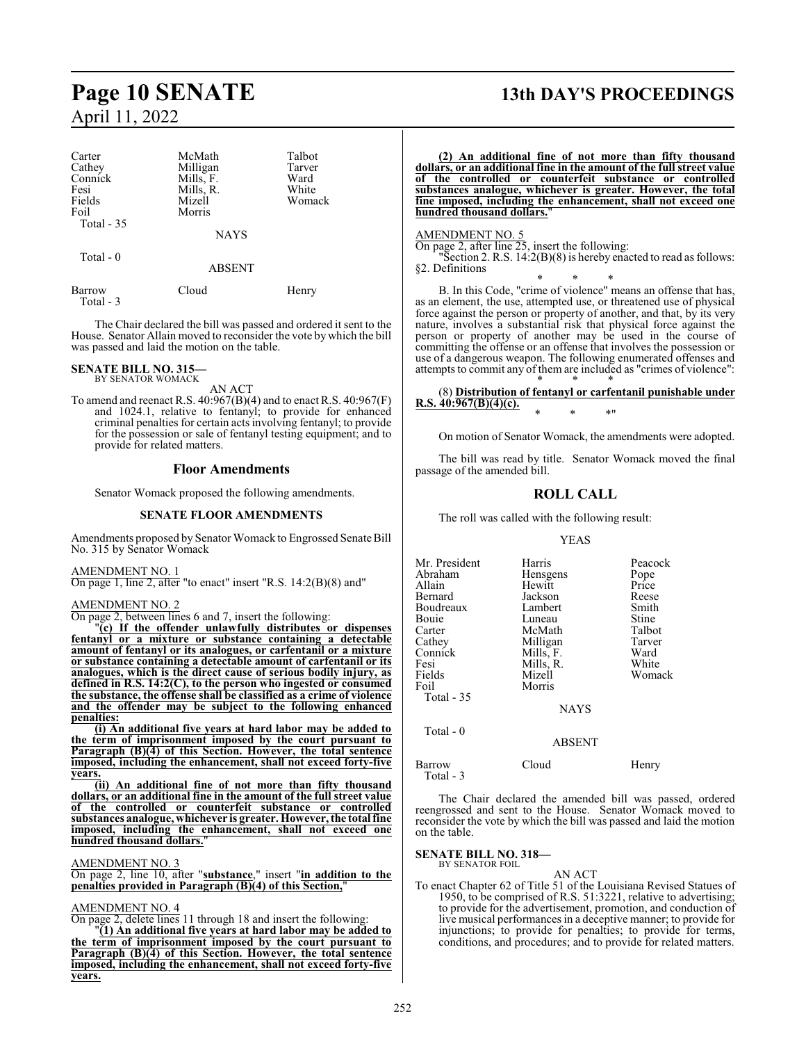| Carter | McMath | Talbot |
|---|---|---|
| Cathey | Milligan | Tarver |
| Connick | Mills, F. | Ward |
| Fesi | Mills, R. | White |
| Fields | Mizell | Womack |
| Foil | Morris | |

Total - 35

NAYS

Total - 0

ABSENT

| Barrow | Cloud | Henry |
|---|---|---|

Total - 3

The Chair declared the bill was passed and ordered it sent to the House. Senator Allain moved to reconsider the vote by which the bill was passed and laid the motion on the table.

**SENATE BILL NO. 315—**
BY SENATOR WOMACK

AN ACT

To amend and reenact R.S. 40:967(B)(4) and to enact R.S. 40:967(F) and 1024.1, relative to fentanyl; to provide for enhanced criminal penalties for certain acts involving fentanyl; to provide for the possession or sale of fentanyl testing equipment; and to provide for related matters.

## Floor Amendments

Senator Womack proposed the following amendments.

### SENATE FLOOR AMENDMENTS

Amendments proposed by Senator Womack to Engrossed Senate Bill No. 315 by Senator Womack

AMENDMENT NO. 1

On page 1, line 2, after "to enact" insert "R.S. 14:2(B)(8) and"

AMENDMENT NO. 2

On page 2, between lines 6 and 7, insert the following:

"**(c) If the offender unlawfully distributes or dispenses fentanyl or a mixture or substance containing a detectable amount of fentanyl or its analogues, or carfentanil or a mixture or substance containing a detectable amount of carfentanil or its analogues, which is the direct cause of serious bodily injury, as defined in R.S. 14:2(C), to the person who ingested or consumed the substance, the offense shall be classified as a crime of violence and the offender may be subject to the following enhanced penalties:**

**(i) An additional five years at hard labor may be added to the term of imprisonment imposed by the court pursuant to Paragraph (B)(4) of this Section. However, the total sentence imposed, including the enhancement, shall not exceed forty-five years.**

**(ii) An additional fine of not more than fifty thousand dollars, or an additional fine in the amount of the full street value of the controlled or counterfeit substance or controlled substances analogue, whichever is greater. However, the total fine imposed, including the enhancement, shall not exceed one hundred thousand dollars.**"

AMENDMENT NO. 3

On page 2, line 10, after "**substance**," insert "**in addition to the penalties provided in Paragraph (B)(4) of this Section,**"

AMENDMENT NO. 4

On page 2, delete lines 11 through 18 and insert the following:

"**(1) An additional five years at hard labor may be added to the term of imprisonment imposed by the court pursuant to Paragraph (B)(4) of this Section. However, the total sentence imposed, including the enhancement, shall not exceed forty-five years.**

**(2) An additional fine of not more than fifty thousand dollars, or an additional fine in the amount of the full street value of the controlled or counterfeit substance or controlled substances analogue, whichever is greater. However, the total fine imposed, including the enhancement, shall not exceed one hundred thousand dollars.**"

AMENDMENT NO. 5

On page 2, after line 25, insert the following:

"Section 2. R.S. 14:2(B)(8) is hereby enacted to read as follows:

§2. Definitions

\* \* \*

B. In this Code, "crime of violence" means an offense that has, as an element, the use, attempted use, or threatened use of physical force against the person or property of another, and that, by its very nature, involves a substantial risk that physical force against the person or property of another may be used in the course of committing the offense or an offense that involves the possession or use of a dangerous weapon. The following enumerated offenses and attempts to commit any of them are included as "crimes of violence":

\* \* \*

(8) **Distribution of fentanyl or carfentanil punishable under R.S. 40:967(B)(4)(c).**

\* \* \*"

On motion of Senator Womack, the amendments were adopted.

The bill was read by title. Senator Womack moved the final passage of the amended bill.

## ROLL CALL

The roll was called with the following result:

YEAS

| Mr. President | Harris | Peacock |
|---|---|---|
| Abraham | Hensgens | Pope |
| Allain | Hewitt | Price |
| Bernard | Jackson | Reese |
| Boudreaux | Lambert | Smith |
| Bouie | Luneau | Stine |
| Carter | McMath | Talbot |
| Cathey | Milligan | Tarver |
| Connick | Mills, F. | Ward |
| Fesi | Mills, R. | White |
| Fields | Mizell | Womack |
| Foil | Morris | |

Total - 35

NAYS

Total - 0

ABSENT

| Barrow | Cloud | Henry |
|---|---|---|

Total - 3

The Chair declared the amended bill was passed, ordered reengrossed and sent to the House. Senator Womack moved to reconsider the vote by which the bill was passed and laid the motion on the table.

**SENATE BILL NO. 318—**
BY SENATOR FOIL

AN ACT

To enact Chapter 62 of Title 51 of the Louisiana Revised Statutes of 1950, to be comprised of R.S. 51:3221, relative to advertising; to provide for the advertisement, promotion, and conduction of live musical performances in a deceptive manner; to provide for injunctions; to provide for penalties; to provide for terms, conditions, and procedures; and to provide for related matters.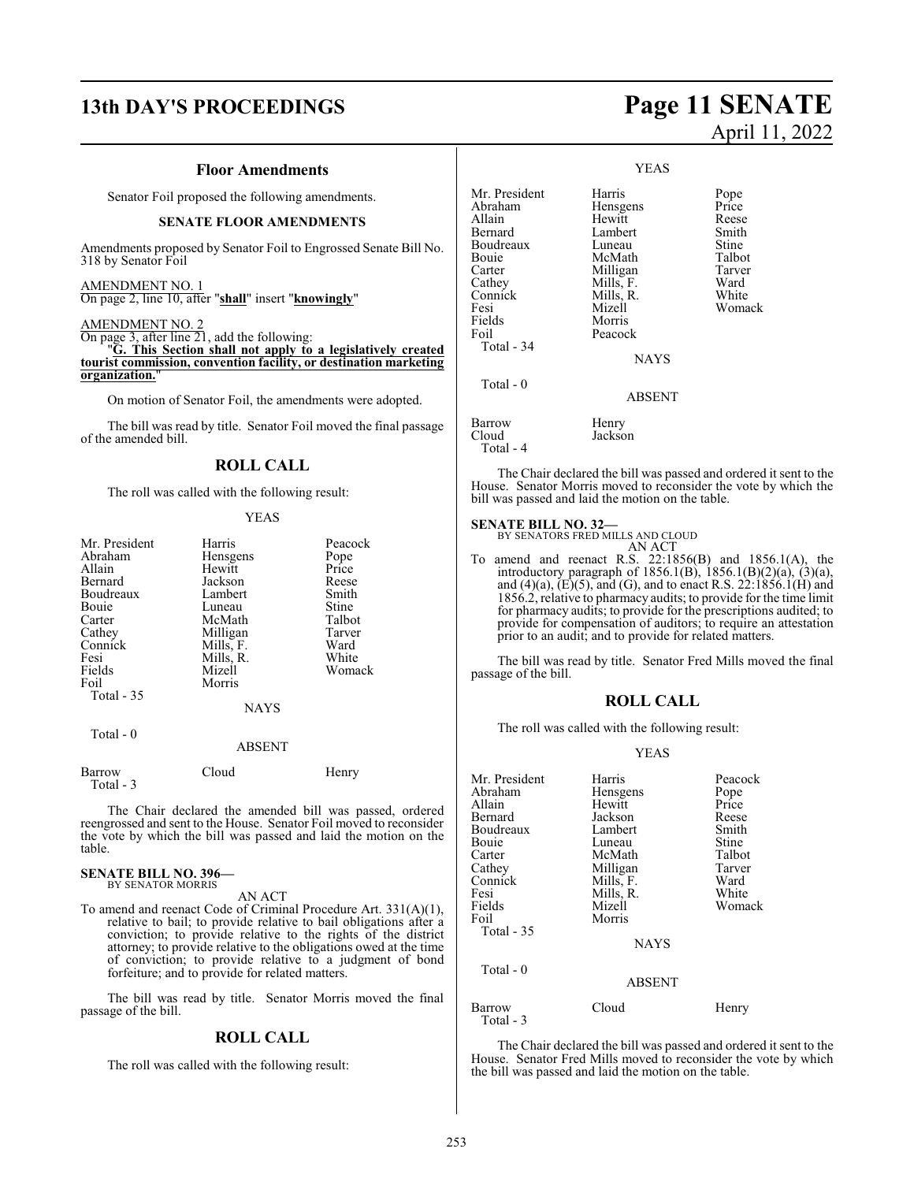## Floor Amendments

Senator Foil proposed the following amendments.

### SENATE FLOOR AMENDMENTS

Amendments proposed by Senator Foil to Engrossed Senate Bill No. 318 by Senator Foil

AMENDMENT NO. 1
On page 2, line 10, after "**shall**" insert "**knowingly**"

AMENDMENT NO. 2
On page 3, after line 21, add the following:
"**G. This Section shall not apply to a legislatively created tourist commission, convention facility, or destination marketing organization.**"

On motion of Senator Foil, the amendments were adopted.

The bill was read by title. Senator Foil moved the final passage of the amended bill.

## ROLL CALL

The roll was called with the following result:

YEAS

| | | |
|---|---|---|
| Mr. President | Harris | Peacock |
| Abraham | Hensgens | Pope |
| Allain | Hewitt | Price |
| Bernard | Jackson | Reese |
| Boudreaux | Lambert | Smith |
| Bouie | Luneau | Stine |
| Carter | McMath | Talbot |
| Cathey | Milligan | Tarver |
| Connick | Mills, F. | Ward |
| Fesi | Mills, R. | White |
| Fields | Mizell | Womack |
| Foil | Morris | |

Total - 35

NAYS

Total - 0

ABSENT

| | | |
|---|---|---|
| Barrow | Cloud | Henry |

Total - 3

The Chair declared the amended bill was passed, ordered reengrossed and sent to the House. Senator Foil moved to reconsider the vote by which the bill was passed and laid the motion on the table.

**SENATE BILL NO. 396—**
BY SENATOR MORRIS

AN ACT

To amend and reenact Code of Criminal Procedure Art. 331(A)(1), relative to bail; to provide relative to bail obligations after a conviction; to provide relative to the rights of the district attorney; to provide relative to the obligations owed at the time of conviction; to provide relative to a judgment of bond forfeiture; and to provide for related matters.

The bill was read by title. Senator Morris moved the final passage of the bill.

## ROLL CALL

The roll was called with the following result:

YEAS

| | | |
|---|---|---|
| Mr. President | Harris | Pope |
| Abraham | Hensgens | Price |
| Allain | Hewitt | Reese |
| Bernard | Lambert | Smith |
| Boudreaux | Luneau | Stine |
| Bouie | McMath | Talbot |
| Carter | Milligan | Tarver |
| Cathey | Mills, F. | Ward |
| Connick | Mills, R. | White |
| Fesi | Mizell | Womack |
| Fields | Morris | |
| Foil | Peacock | |

Total - 34

NAYS

Total - 0

ABSENT

| | |
|---|---|
| Barrow | Henry |
| Cloud | Jackson |

Total - 4

The Chair declared the bill was passed and ordered it sent to the House. Senator Morris moved to reconsider the vote by which the bill was passed and laid the motion on the table.

**SENATE BILL NO. 32—**
BY SENATORS FRED MILLS AND CLOUD

AN ACT

To amend and reenact R.S. 22:1856(B) and 1856.1(A), the introductory paragraph of 1856.1(B), 1856.1(B)(2)(a), (3)(a), and (4)(a), (E)(5), and (G), and to enact R.S. 22:1856.1(H) and 1856.2, relative to pharmacy audits; to provide for the time limit for pharmacy audits; to provide for the prescriptions audited; to provide for compensation of auditors; to require an attestation prior to an audit; and to provide for related matters.

The bill was read by title. Senator Fred Mills moved the final passage of the bill.

## ROLL CALL

The roll was called with the following result:

YEAS

| | | |
|---|---|---|
| Mr. President | Harris | Peacock |
| Abraham | Hensgens | Pope |
| Allain | Hewitt | Price |
| Bernard | Jackson | Reese |
| Boudreaux | Lambert | Smith |
| Bouie | Luneau | Stine |
| Carter | McMath | Talbot |
| Cathey | Milligan | Tarver |
| Connick | Mills, F. | Ward |
| Fesi | Mills, R. | White |
| Fields | Mizell | Womack |
| Foil | Morris | |

Total - 35

NAYS

Total - 0

ABSENT

| | | |
|---|---|---|
| Barrow | Cloud | Henry |

Total - 3

The Chair declared the bill was passed and ordered it sent to the House. Senator Fred Mills moved to reconsider the vote by which the bill was passed and laid the motion on the table.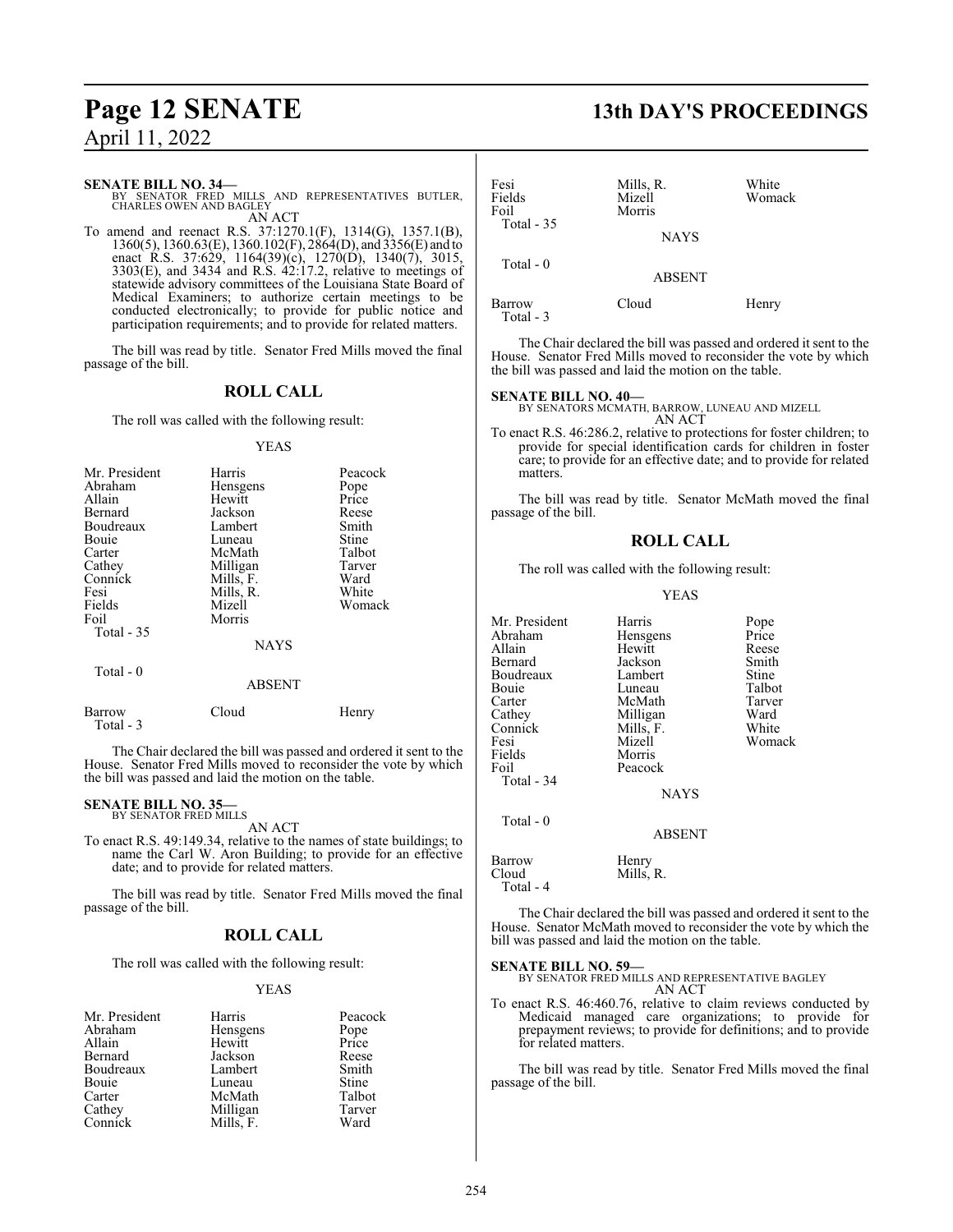**SENATE BILL NO. 34—**
BY SENATOR FRED MILLS AND REPRESENTATIVES BUTLER, CHARLES OWEN AND BAGLEY
AN ACT

To amend and reenact R.S. 37:1270.1(F), 1314(G), 1357.1(B), 1360(5), 1360.63(E), 1360.102(F), 2864(D), and 3356(E) and to enact R.S. 37:629, 1164(39)(c), 1270(D), 1340(7), 3015, 3303(E), and 3434 and R.S. 42:17.2, relative to meetings of statewide advisory committees of the Louisiana State Board of Medical Examiners; to authorize certain meetings to be conducted electronically; to provide for public notice and participation requirements; and to provide for related matters.

The bill was read by title. Senator Fred Mills moved the final passage of the bill.

## ROLL CALL

The roll was called with the following result:

YEAS

| | | |
|---|---|---|
| Mr. President | Harris | Peacock |
| Abraham | Hensgens | Pope |
| Allain | Hewitt | Price |
| Bernard | Jackson | Reese |
| Boudreaux | Lambert | Smith |
| Bouie | Luneau | Stine |
| Carter | McMath | Talbot |
| Cathey | Milligan | Tarver |
| Connick | Mills, F. | Ward |
| Fesi | Mills, R. | White |
| Fields | Mizell | Womack |
| Foil | Morris | |

Total - 35

NAYS

Total - 0

ABSENT

| | | |
|---|---|---|
| Barrow | Cloud | Henry |

Total - 3

The Chair declared the bill was passed and ordered it sent to the House. Senator Fred Mills moved to reconsider the vote by which the bill was passed and laid the motion on the table.

**SENATE BILL NO. 35—**
BY SENATOR FRED MILLS
AN ACT

To enact R.S. 49:149.34, relative to the names of state buildings; to name the Carl W. Aron Building; to provide for an effective date; and to provide for related matters.

The bill was read by title. Senator Fred Mills moved the final passage of the bill.

## ROLL CALL

The roll was called with the following result:

YEAS

| | | |
|---|---|---|
| Mr. President | Harris | Peacock |
| Abraham | Hensgens | Pope |
| Allain | Hewitt | Price |
| Bernard | Jackson | Reese |
| Boudreaux | Lambert | Smith |
| Bouie | Luneau | Stine |
| Carter | McMath | Talbot |
| Cathey | Milligan | Tarver |
| Connick | Mills, F. | Ward |
| Fesi | Mills, R. | White |
| Fields | Mizell | Womack |
| Foil | Morris | |

Total - 35

NAYS

Total - 0

ABSENT

| | | |
|---|---|---|
| Barrow | Cloud | Henry |

Total - 3

The Chair declared the bill was passed and ordered it sent to the House. Senator Fred Mills moved to reconsider the vote by which the bill was passed and laid the motion on the table.

**SENATE BILL NO. 40—**
BY SENATORS MCMATH, BARROW, LUNEAU AND MIZELL
AN ACT

To enact R.S. 46:286.2, relative to protections for foster children; to provide for special identification cards for children in foster care; to provide for an effective date; and to provide for related matters.

The bill was read by title. Senator McMath moved the final passage of the bill.

## ROLL CALL

The roll was called with the following result:

YEAS

| | | |
|---|---|---|
| Mr. President | Harris | Pope |
| Abraham | Hensgens | Price |
| Allain | Hewitt | Reese |
| Bernard | Jackson | Smith |
| Boudreaux | Lambert | Stine |
| Bouie | Luneau | Talbot |
| Carter | McMath | Tarver |
| Cathey | Milligan | Ward |
| Connick | Mills, F. | White |
| Fesi | Mizell | Womack |
| Fields | Morris | |
| Foil | Peacock | |

Total - 34

NAYS

Total - 0

ABSENT

| | |
|---|---|
| Barrow | Henry |
| Cloud | Mills, R. |

Total - 4

The Chair declared the bill was passed and ordered it sent to the House. Senator McMath moved to reconsider the vote by which the bill was passed and laid the motion on the table.

**SENATE BILL NO. 59—**
BY SENATOR FRED MILLS AND REPRESENTATIVE BAGLEY
AN ACT

To enact R.S. 46:460.76, relative to claim reviews conducted by Medicaid managed care organizations; to provide for prepayment reviews; to provide for definitions; and to provide for related matters.

The bill was read by title. Senator Fred Mills moved the final passage of the bill.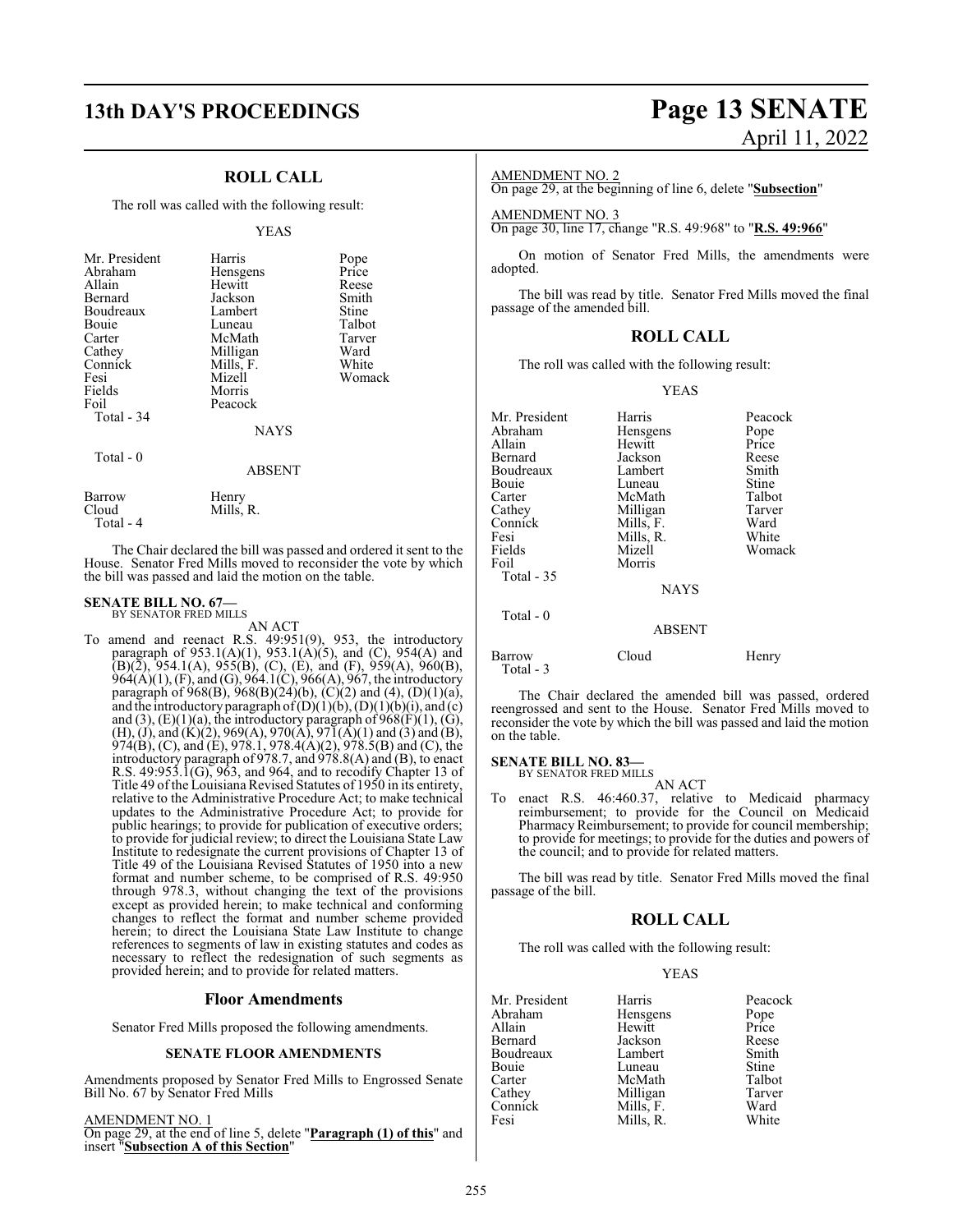## ROLL CALL

The roll was called with the following result:

YEAS

| | | |
|---|---|---|
| Mr. President | Harris | Pope |
| Abraham | Hensgens | Price |
| Allain | Hewitt | Reese |
| Bernard | Jackson | Smith |
| Boudreaux | Lambert | Stine |
| Bouie | Luneau | Talbot |
| Carter | McMath | Tarver |
| Cathey | Milligan | Ward |
| Connick | Mills, F. | White |
| Fesi | Mizell | Womack |
| Fields | Morris | |
| Foil | Peacock | |
| Total - 34 | | |

NAYS

Total - 0

ABSENT

| | |
|---|---|
| Barrow | Henry |
| Cloud | Mills, R. |
| Total - 4 | |

The Chair declared the bill was passed and ordered it sent to the House. Senator Fred Mills moved to reconsider the vote by which the bill was passed and laid the motion on the table.

**SENATE BILL NO. 67—**
BY SENATOR FRED MILLS

AN ACT

To amend and reenact R.S. 49:951(9), 953, the introductory paragraph of 953.1(A)(1), 953.1(A)(5), and (C), 954(A) and (B)(2), 954.1(A), 955(B), (C), (E), and (F), 959(A), 960(B), 964(A)(1), (F), and (G), 964.1(C), 966(A), 967, the introductory paragraph of 968(B), 968(B)(24)(b), (C)(2) and (4), (D)(1)(a), and the introductory paragraph of (D)(1)(b), (D)(1)(b)(i), and (c) and (3), (E)(1)(a), the introductory paragraph of 968(F)(1), (G), (H), (J), and (K)(2), 969(A), 970(A), 971(A)(1) and (3) and (B), 974(B), (C), and (E), 978.1, 978.4(A)(2), 978.5(B) and (C), the introductory paragraph of 978.7, and 978.8(A) and (B), to enact R.S. 49:953.1(G), 963, and 964, and to recodify Chapter 13 of Title 49 of the Louisiana Revised Statutes of 1950 in its entirety, relative to the Administrative Procedure Act; to make technical updates to the Administrative Procedure Act; to provide for public hearings; to provide for publication of executive orders; to provide for judicial review; to direct the Louisiana State Law Institute to redesignate the current provisions of Chapter 13 of Title 49 of the Louisiana Revised Statutes of 1950 into a new format and number scheme, to be comprised of R.S. 49:950 through 978.3, without changing the text of the provisions except as provided herein; to make technical and conforming changes to reflect the format and number scheme provided herein; to direct the Louisiana State Law Institute to change references to segments of law in existing statutes and codes as necessary to reflect the redesignation of such segments as provided herein; and to provide for related matters.

### Floor Amendments

Senator Fred Mills proposed the following amendments.

#### SENATE FLOOR AMENDMENTS

Amendments proposed by Senator Fred Mills to Engrossed Senate Bill No. 67 by Senator Fred Mills

AMENDMENT NO. 1
On page 29, at the end of line 5, delete "**Paragraph (1) of this**" and insert "**Subsection A of this Section**"

AMENDMENT NO. 2
On page 29, at the beginning of line 6, delete "**Subsection**"

AMENDMENT NO. 3
On page 30, line 17, change "R.S. 49:968" to "**R.S. 49:966**"

On motion of Senator Fred Mills, the amendments were adopted.

The bill was read by title. Senator Fred Mills moved the final passage of the amended bill.

## ROLL CALL

The roll was called with the following result:

YEAS

| | | |
|---|---|---|
| Mr. President | Harris | Peacock |
| Abraham | Hensgens | Pope |
| Allain | Hewitt | Price |
| Bernard | Jackson | Reese |
| Boudreaux | Lambert | Smith |
| Bouie | Luneau | Stine |
| Carter | McMath | Talbot |
| Cathey | Milligan | Tarver |
| Connick | Mills, F. | Ward |
| Fesi | Mills, R. | White |
| Fields | Mizell | Womack |
| Foil | Morris | |
| Total - 35 | | |

NAYS

Total - 0

ABSENT

| | | |
|---|---|---|
| Barrow | Cloud | Henry |
| Total - 3 | | |

The Chair declared the amended bill was passed, ordered reengrossed and sent to the House. Senator Fred Mills moved to reconsider the vote by which the bill was passed and laid the motion on the table.

**SENATE BILL NO. 83—**
BY SENATOR FRED MILLS

AN ACT

To enact R.S. 46:460.37, relative to Medicaid pharmacy reimbursement; to provide for the Council on Medicaid Pharmacy Reimbursement; to provide for council membership; to provide for meetings; to provide for the duties and powers of the council; and to provide for related matters.

The bill was read by title. Senator Fred Mills moved the final passage of the bill.

## ROLL CALL

The roll was called with the following result:

YEAS

| | | |
|---|---|---|
| Mr. President | Harris | Peacock |
| Abraham | Hensgens | Pope |
| Allain | Hewitt | Price |
| Bernard | Jackson | Reese |
| Boudreaux | Lambert | Smith |
| Bouie | Luneau | Stine |
| Carter | McMath | Talbot |
| Cathey | Milligan | Tarver |
| Connick | Mills, F. | Ward |
| Fesi | Mills, R. | White |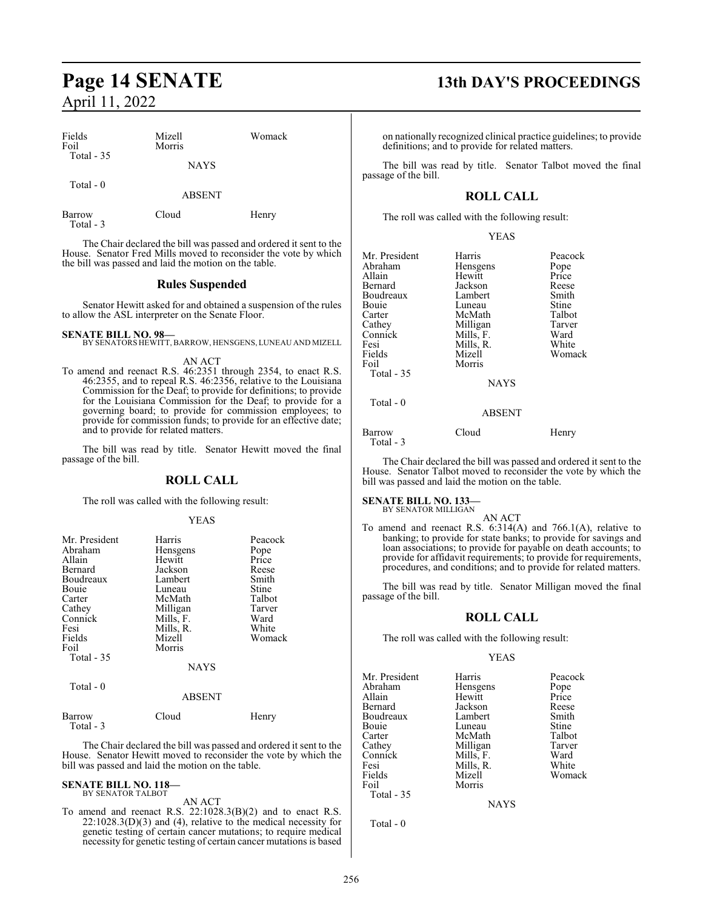| | | |
|---|---|---|
| Fields | Mizell | Womack |
| Foil | Morris | |
| Total - 35 | | |

NAYS

Total - 0

ABSENT

| | | |
|---|---|---|
| Barrow | Cloud | Henry |
| Total - 3 | | |

The Chair declared the bill was passed and ordered it sent to the House. Senator Fred Mills moved to reconsider the vote by which the bill was passed and laid the motion on the table.

## Rules Suspended

Senator Hewitt asked for and obtained a suspension of the rules to allow the ASL interpreter on the Senate Floor.

**SENATE BILL NO. 98—**
BY SENATORS HEWITT, BARROW, HENSGENS, LUNEAU AND MIZELL

AN ACT

To amend and reenact R.S. 46:2351 through 2354, to enact R.S. 46:2355, and to repeal R.S. 46:2356, relative to the Louisiana Commission for the Deaf; to provide for definitions; to provide for the Louisiana Commission for the Deaf; to provide for a governing board; to provide for commission employees; to provide for commission funds; to provide for an effective date; and to provide for related matters.

The bill was read by title. Senator Hewitt moved the final passage of the bill.

## ROLL CALL

The roll was called with the following result:

YEAS

| | | |
|---|---|---|
| Mr. President | Harris | Peacock |
| Abraham | Hensgens | Pope |
| Allain | Hewitt | Price |
| Bernard | Jackson | Reese |
| Boudreaux | Lambert | Smith |
| Bouie | Luneau | Stine |
| Carter | McMath | Talbot |
| Cathey | Milligan | Tarver |
| Connick | Mills, F. | Ward |
| Fesi | Mills, R. | White |
| Fields | Mizell | Womack |
| Foil | Morris | |
| Total - 35 | | |

NAYS

Total - 0

ABSENT

| | | |
|---|---|---|
| Barrow | Cloud | Henry |
| Total - 3 | | |

The Chair declared the bill was passed and ordered it sent to the House. Senator Hewitt moved to reconsider the vote by which the bill was passed and laid the motion on the table.

**SENATE BILL NO. 118—**
BY SENATOR TALBOT

AN ACT

To amend and reenact R.S. 22:1028.3(B)(2) and to enact R.S. 22:1028.3(D)(3) and (4), relative to the medical necessity for genetic testing of certain cancer mutations; to require medical necessity for genetic testing of certain cancer mutations is based on nationally recognized clinical practice guidelines; to provide definitions; and to provide for related matters.

The bill was read by title. Senator Talbot moved the final passage of the bill.

## ROLL CALL

The roll was called with the following result:

YEAS

| | | |
|---|---|---|
| Mr. President | Harris | Peacock |
| Abraham | Hensgens | Pope |
| Allain | Hewitt | Price |
| Bernard | Jackson | Reese |
| Boudreaux | Lambert | Smith |
| Bouie | Luneau | Stine |
| Carter | McMath | Talbot |
| Cathey | Milligan | Tarver |
| Connick | Mills, F. | Ward |
| Fesi | Mills, R. | White |
| Fields | Mizell | Womack |
| Foil | Morris | |
| Total - 35 | | |

NAYS

Total - 0

ABSENT

| | | |
|---|---|---|
| Barrow | Cloud | Henry |
| Total - 3 | | |

The Chair declared the bill was passed and ordered it sent to the House. Senator Talbot moved to reconsider the vote by which the bill was passed and laid the motion on the table.

**SENATE BILL NO. 133—**
BY SENATOR MILLIGAN

AN ACT

To amend and reenact R.S. 6:314(A) and 766.1(A), relative to banking; to provide for state banks; to provide for savings and loan associations; to provide for payable on death accounts; to provide for affidavit requirements; to provide for requirements, procedures, and conditions; and to provide for related matters.

The bill was read by title. Senator Milligan moved the final passage of the bill.

## ROLL CALL

The roll was called with the following result:

YEAS

| | | |
|---|---|---|
| Mr. President | Harris | Peacock |
| Abraham | Hensgens | Pope |
| Allain | Hewitt | Price |
| Bernard | Jackson | Reese |
| Boudreaux | Lambert | Smith |
| Bouie | Luneau | Stine |
| Carter | McMath | Talbot |
| Cathey | Milligan | Tarver |
| Connick | Mills, F. | Ward |
| Fesi | Mills, R. | White |
| Fields | Mizell | Womack |
| Foil | Morris | |
| Total - 35 | | |

NAYS

Total - 0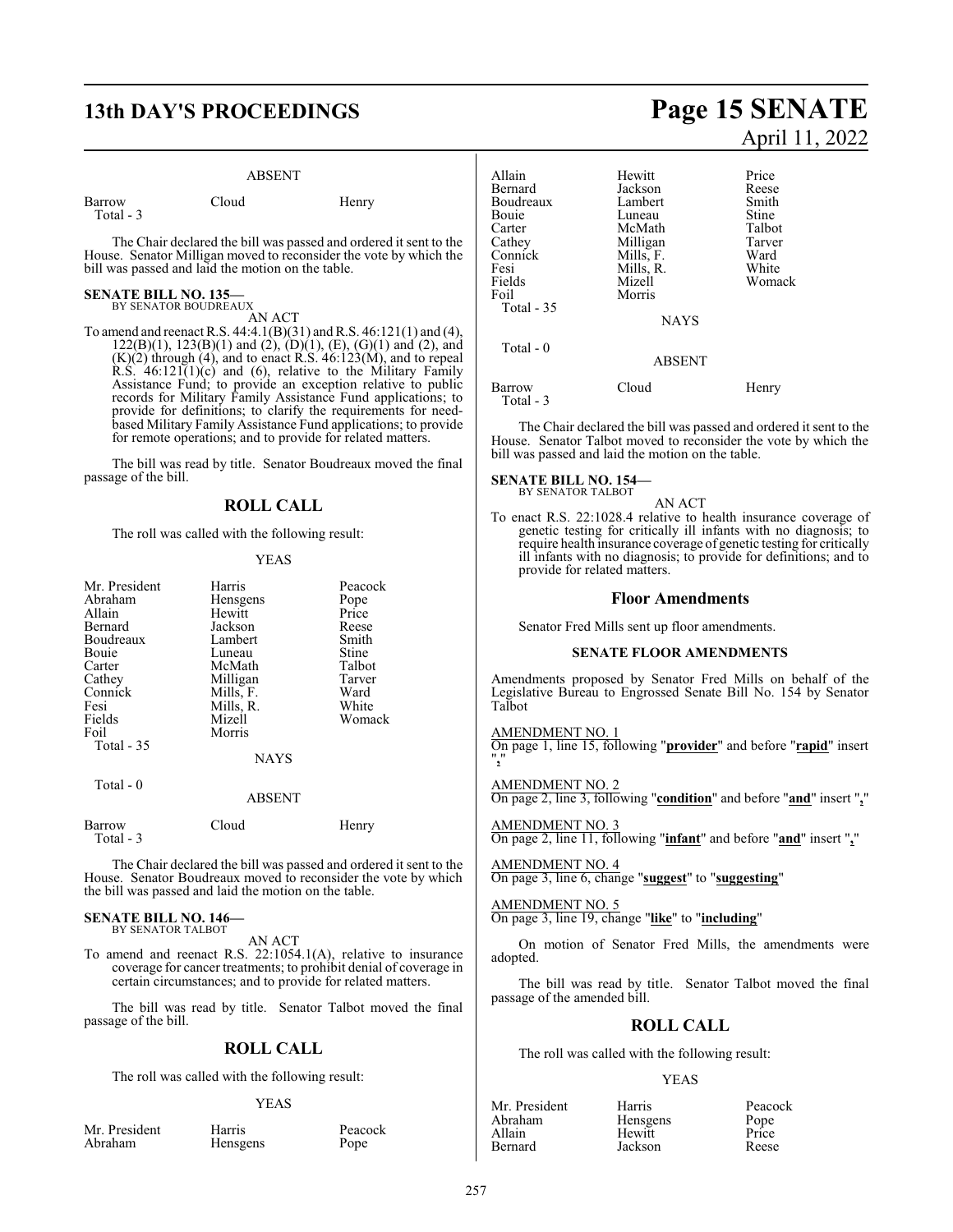ABSENT

| | | |
|---|---|---|
| Barrow | Cloud | Henry |
| Total - 3 | | |

The Chair declared the bill was passed and ordered it sent to the House. Senator Milligan moved to reconsider the vote by which the bill was passed and laid the motion on the table.

**SENATE BILL NO. 135—**
BY SENATOR BOUDREAUX

AN ACT

To amend and reenact R.S. 44:4.1(B)(31) and R.S. 46:121(1) and (4), 122(B)(1), 123(B)(1) and (2), (D)(1), (E), (G)(1) and (2), and (K)(2) through (4), and to enact R.S. 46:123(M), and to repeal R.S. 46:121(1)(c) and (6), relative to the Military Family Assistance Fund; to provide an exception relative to public records for Military Family Assistance Fund applications; to provide for definitions; to clarify the requirements for need-based Military Family Assistance Fund applications; to provide for remote operations; and to provide for related matters.

The bill was read by title. Senator Boudreaux moved the final passage of the bill.

## ROLL CALL

The roll was called with the following result:

YEAS

| | | |
|---|---|---|
| Mr. President | Harris | Peacock |
| Abraham | Hensgens | Pope |
| Allain | Hewitt | Price |
| Bernard | Jackson | Reese |
| Boudreaux | Lambert | Smith |
| Bouie | Luneau | Stine |
| Carter | McMath | Talbot |
| Cathey | Milligan | Tarver |
| Connick | Mills, F. | Ward |
| Fesi | Mills, R. | White |
| Fields | Mizell | Womack |
| Foil | Morris | |
| Total - 35 | | |

NAYS

Total - 0

ABSENT

| | | |
|---|---|---|
| Barrow | Cloud | Henry |
| Total - 3 | | |

The Chair declared the bill was passed and ordered it sent to the House. Senator Boudreaux moved to reconsider the vote by which the bill was passed and laid the motion on the table.

**SENATE BILL NO. 146—**
BY SENATOR TALBOT

AN ACT

To amend and reenact R.S. 22:1054.1(A), relative to insurance coverage for cancer treatments; to prohibit denial of coverage in certain circumstances; and to provide for related matters.

The bill was read by title. Senator Talbot moved the final passage of the bill.

## ROLL CALL

The roll was called with the following result:

YEAS

| | | |
|---|---|---|
| Mr. President | Harris | Peacock |
| Abraham | Hensgens | Pope |
| Allain | Hewitt | Price |
| Bernard | Jackson | Reese |
| Boudreaux | Lambert | Smith |
| Bouie | Luneau | Stine |
| Carter | McMath | Talbot |
| Cathey | Milligan | Tarver |
| Connick | Mills, F. | Ward |
| Fesi | Mills, R. | White |
| Fields | Mizell | Womack |
| Foil | Morris | |
| Total - 35 | | |

NAYS

Total - 0

ABSENT

| | | |
|---|---|---|
| Barrow | Cloud | Henry |
| Total - 3 | | |

The Chair declared the bill was passed and ordered it sent to the House. Senator Talbot moved to reconsider the vote by which the bill was passed and laid the motion on the table.

**SENATE BILL NO. 154—**
BY SENATOR TALBOT

AN ACT

To enact R.S. 22:1028.4 relative to health insurance coverage of genetic testing for critically ill infants with no diagnosis; to require health insurance coverage of genetic testing for critically ill infants with no diagnosis; to provide for definitions; and to provide for related matters.

## Floor Amendments

Senator Fred Mills sent up floor amendments.

**SENATE FLOOR AMENDMENTS**

Amendments proposed by Senator Fred Mills on behalf of the Legislative Bureau to Engrossed Senate Bill No. 154 by Senator Talbot

AMENDMENT NO. 1
On page 1, line 15, following "**provider**" and before "**rapid**" insert "**,**"

AMENDMENT NO. 2
On page 2, line 3, following "**condition**" and before "**and**" insert "**,**"

AMENDMENT NO. 3
On page 2, line 11, following "**infant**" and before "**and**" insert "**,**"

AMENDMENT NO. 4
On page 3, line 6, change "**suggest**" to "**suggesting**"

AMENDMENT NO. 5
On page 3, line 19, change "**like**" to "**including**"

On motion of Senator Fred Mills, the amendments were adopted.

The bill was read by title. Senator Talbot moved the final passage of the amended bill.

## ROLL CALL

The roll was called with the following result:

YEAS

| | | |
|---|---|---|
| Mr. President | Harris | Peacock |
| Abraham | Hensgens | Pope |
| Allain | Hewitt | Price |
| Bernard | Jackson | Reese |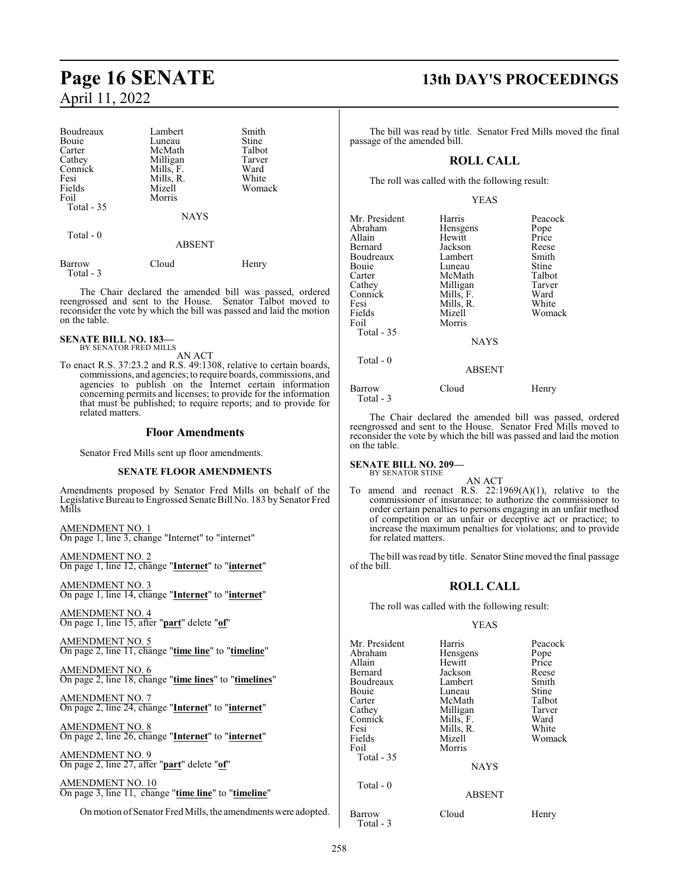| | | |
|---|---|---|
| Boudreaux | Lambert | Smith |
| Bouie | Luneau | Stine |
| Carter | McMath | Talbot |
| Cathey | Milligan | Tarver |
| Connick | Mills, F. | Ward |
| Fesi | Mills, R. | White |
| Fields | Mizell | Womack |
| Foil | Morris | |
| Total - 35 | | |

NAYS

Total - 0

ABSENT

| | | |
|---|---|---|
| Barrow | Cloud | Henry |
| Total - 3 | | |

The Chair declared the amended bill was passed, ordered reengrossed and sent to the House. Senator Talbot moved to reconsider the vote by which the bill was passed and laid the motion on the table.

**SENATE BILL NO. 183—**
BY SENATOR FRED MILLS

AN ACT

To enact R.S. 37:23.2 and R.S. 49:1308, relative to certain boards, commissions, and agencies; to require boards, commissions, and agencies to publish on the Internet certain information concerning permits and licenses; to provide for the information that must be published; to require reports; and to provide for related matters.

## Floor Amendments

Senator Fred Mills sent up floor amendments.

### SENATE FLOOR AMENDMENTS

Amendments proposed by Senator Fred Mills on behalf of the Legislative Bureau to Engrossed Senate Bill No. 183 by Senator Fred Mills

AMENDMENT NO. 1
On page 1, line 3, change "Internet" to "internet"

AMENDMENT NO. 2
On page 1, line 12, change "**Internet**" to "**internet**"

AMENDMENT NO. 3
On page 1, line 14, change "**Internet**" to "**internet**"

AMENDMENT NO. 4
On page 1, line 15, after "**part**" delete "**of**"

AMENDMENT NO. 5
On page 2, line 11, change "**time line**" to "**timeline**"

AMENDMENT NO. 6
On page 2, line 18, change "**time lines**" to "**timelines**"

AMENDMENT NO. 7
On page 2, line 24, change "**Internet**" to "**internet**"

AMENDMENT NO. 8
On page 2, line 26, change "**Internet**" to "**internet**"

AMENDMENT NO. 9
On page 2, line 27, after "**part**" delete "**of**"

AMENDMENT NO. 10
On page 3, line 11, change "**time line**" to "**timeline**"

On motion of Senator Fred Mills, the amendments were adopted.

The bill was read by title. Senator Fred Mills moved the final passage of the amended bill.

## ROLL CALL

The roll was called with the following result:

YEAS

| | | |
|---|---|---|
| Mr. President | Harris | Peacock |
| Abraham | Hensgens | Pope |
| Allain | Hewitt | Price |
| Bernard | Jackson | Reese |
| Boudreaux | Lambert | Smith |
| Bouie | Luneau | Stine |
| Carter | McMath | Talbot |
| Cathey | Milligan | Tarver |
| Connick | Mills, F. | Ward |
| Fesi | Mills, R. | White |
| Fields | Mizell | Womack |
| Foil | Morris | |
| Total - 35 | | |

NAYS

Total - 0

ABSENT

| | | |
|---|---|---|
| Barrow | Cloud | Henry |
| Total - 3 | | |

The Chair declared the amended bill was passed, ordered reengrossed and sent to the House. Senator Fred Mills moved to reconsider the vote by which the bill was passed and laid the motion on the table.

**SENATE BILL NO. 209—**
BY SENATOR STINE

AN ACT

To amend and reenact R.S. 22:1969(A)(1), relative to the commissioner of insurance; to authorize the commissioner to order certain penalties to persons engaging in an unfair method of competition or an unfair or deceptive act or practice; to increase the maximum penalties for violations; and to provide for related matters.

The bill was read by title. Senator Stine moved the final passage of the bill.

## ROLL CALL

The roll was called with the following result:

YEAS

| | | |
|---|---|---|
| Mr. President | Harris | Peacock |
| Abraham | Hensgens | Pope |
| Allain | Hewitt | Price |
| Bernard | Jackson | Reese |
| Boudreaux | Lambert | Smith |
| Bouie | Luneau | Stine |
| Carter | McMath | Talbot |
| Cathey | Milligan | Tarver |
| Connick | Mills, F. | Ward |
| Fesi | Mills, R. | White |
| Fields | Mizell | Womack |
| Foil | Morris | |
| Total - 35 | | |

NAYS

Total - 0

ABSENT

| | | |
|---|---|---|
| Barrow | Cloud | Henry |
| Total - 3 | | |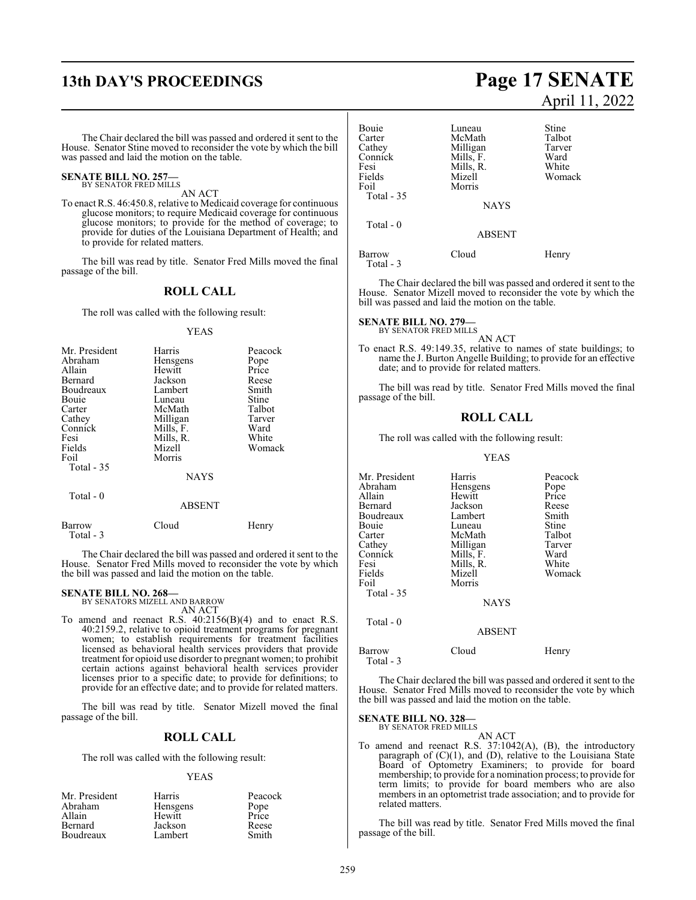The Chair declared the bill was passed and ordered it sent to the House. Senator Stine moved to reconsider the vote by which the bill was passed and laid the motion on the table.

**SENATE BILL NO. 257—**
BY SENATOR FRED MILLS

AN ACT

To enact R.S. 46:450.8, relative to Medicaid coverage for continuous glucose monitors; to require Medicaid coverage for continuous glucose monitors; to provide for the method of coverage; to provide for duties of the Louisiana Department of Health; and to provide for related matters.

The bill was read by title. Senator Fred Mills moved the final passage of the bill.

## ROLL CALL

The roll was called with the following result:

YEAS

| | | |
|---|---|---|
| Mr. President | Harris | Peacock |
| Abraham | Hensgens | Pope |
| Allain | Hewitt | Price |
| Bernard | Jackson | Reese |
| Boudreaux | Lambert | Smith |
| Bouie | Luneau | Stine |
| Carter | McMath | Talbot |
| Cathey | Milligan | Tarver |
| Connick | Mills, F. | Ward |
| Fesi | Mills, R. | White |
| Fields | Mizell | Womack |
| Foil | Morris | |

Total - 35

NAYS

Total - 0

ABSENT

| | | |
|---|---|---|
| Barrow | Cloud | Henry |

Total - 3

The Chair declared the bill was passed and ordered it sent to the House. Senator Fred Mills moved to reconsider the vote by which the bill was passed and laid the motion on the table.

**SENATE BILL NO. 268—**
BY SENATORS MIZELL AND BARROW

AN ACT

To amend and reenact R.S. 40:2156(B)(4) and to enact R.S. 40:2159.2, relative to opioid treatment programs for pregnant women; to establish requirements for treatment facilities licensed as behavioral health services providers that provide treatment for opioid use disorder to pregnant women; to prohibit certain actions against behavioral health services provider licenses prior to a specific date; to provide for definitions; to provide for an effective date; and to provide for related matters.

The bill was read by title. Senator Mizell moved the final passage of the bill.

## ROLL CALL

The roll was called with the following result:

YEAS

| | | |
|---|---|---|
| Mr. President | Harris | Peacock |
| Abraham | Hensgens | Pope |
| Allain | Hewitt | Price |
| Bernard | Jackson | Reese |
| Boudreaux | Lambert | Smith |
| Bouie | Luneau | Stine |
| Carter | McMath | Talbot |
| Cathey | Milligan | Tarver |
| Connick | Mills, F. | Ward |
| Fesi | Mills, R. | White |
| Fields | Mizell | Womack |
| Foil | Morris | |

Total - 35

NAYS

Total - 0

ABSENT

| | | |
|---|---|---|
| Barrow | Cloud | Henry |

Total - 3

The Chair declared the bill was passed and ordered it sent to the House. Senator Mizell moved to reconsider the vote by which the bill was passed and laid the motion on the table.

**SENATE BILL NO. 279—**
BY SENATOR FRED MILLS

AN ACT

To enact R.S. 49:149.35, relative to names of state buildings; to name the J. Burton Angelle Building; to provide for an effective date; and to provide for related matters.

The bill was read by title. Senator Fred Mills moved the final passage of the bill.

## ROLL CALL

The roll was called with the following result:

YEAS

| | | |
|---|---|---|
| Mr. President | Harris | Peacock |
| Abraham | Hensgens | Pope |
| Allain | Hewitt | Price |
| Bernard | Jackson | Reese |
| Boudreaux | Lambert | Smith |
| Bouie | Luneau | Stine |
| Carter | McMath | Talbot |
| Cathey | Milligan | Tarver |
| Connick | Mills, F. | Ward |
| Fesi | Mills, R. | White |
| Fields | Mizell | Womack |
| Foil | Morris | |

Total - 35

NAYS

Total - 0

ABSENT

| | | |
|---|---|---|
| Barrow | Cloud | Henry |

Total - 3

The Chair declared the bill was passed and ordered it sent to the House. Senator Fred Mills moved to reconsider the vote by which the bill was passed and laid the motion on the table.

**SENATE BILL NO. 328—**
BY SENATOR FRED MILLS

AN ACT

To amend and reenact R.S. 37:1042(A), (B), the introductory paragraph of (C)(1), and (D), relative to the Louisiana State Board of Optometry Examiners; to provide for board membership; to provide for a nomination process; to provide for term limits; to provide for board members who are also members in an optometrist trade association; and to provide for related matters.

The bill was read by title. Senator Fred Mills moved the final passage of the bill.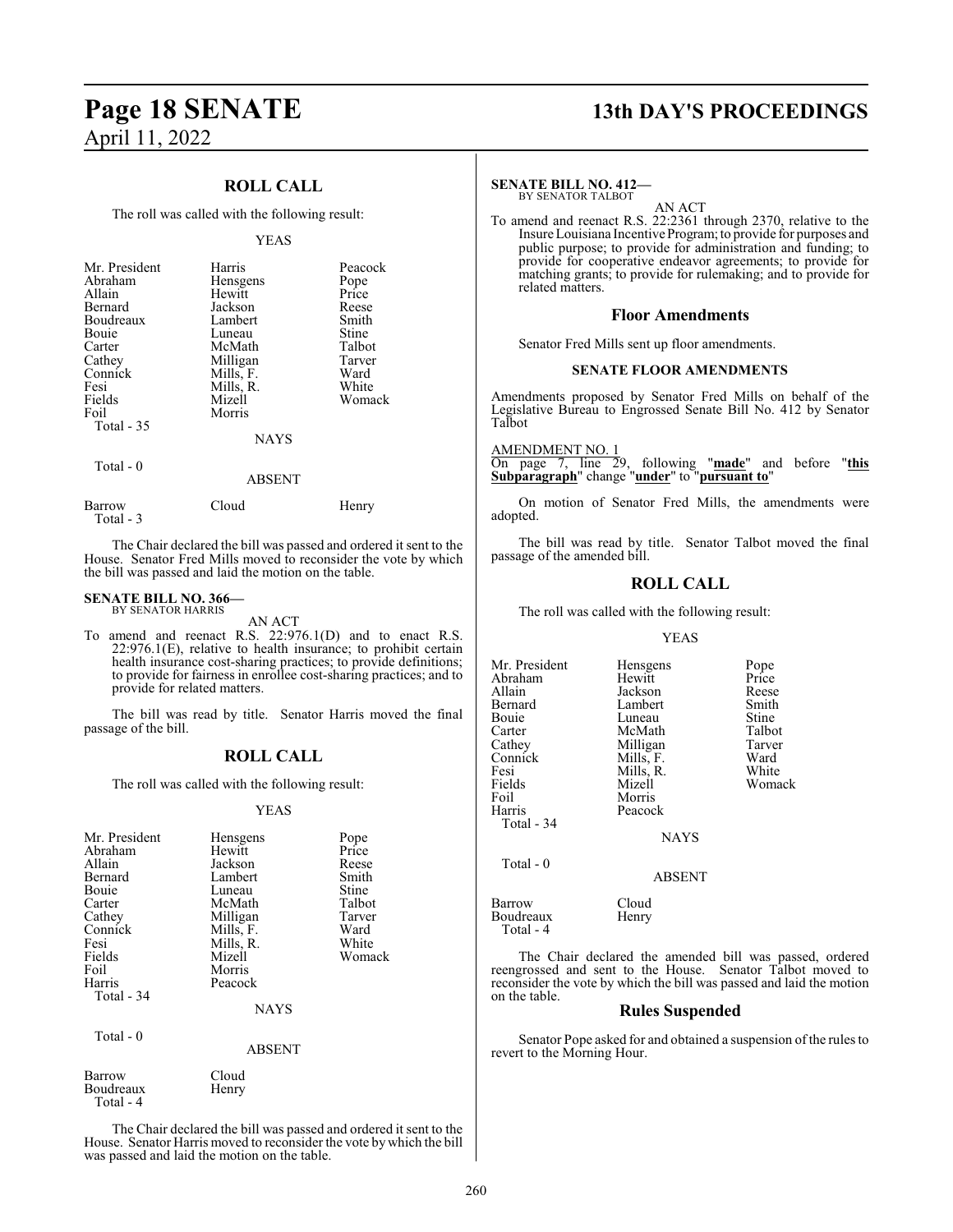## ROLL CALL

The roll was called with the following result:

YEAS

| | | |
|---|---|---|
| Mr. President | Harris | Peacock |
| Abraham | Hensgens | Pope |
| Allain | Hewitt | Price |
| Bernard | Jackson | Reese |
| Boudreaux | Lambert | Smith |
| Bouie | Luneau | Stine |
| Carter | McMath | Talbot |
| Cathey | Milligan | Tarver |
| Connick | Mills, F. | Ward |
| Fesi | Mills, R. | White |
| Fields | Mizell | Womack |
| Foil | Morris | |
| Total - 35 | | |

NAYS

Total - 0

ABSENT

| | | |
|---|---|---|
| Barrow | Cloud | Henry |
| Total - 3 | | |

The Chair declared the bill was passed and ordered it sent to the House. Senator Fred Mills moved to reconsider the vote by which the bill was passed and laid the motion on the table.

**SENATE BILL NO. 366—**
BY SENATOR HARRIS

AN ACT

To amend and reenact R.S. 22:976.1(D) and to enact R.S. 22:976.1(E), relative to health insurance; to prohibit certain health insurance cost-sharing practices; to provide definitions; to provide for fairness in enrollee cost-sharing practices; and to provide for related matters.

The bill was read by title. Senator Harris moved the final passage of the bill.

## ROLL CALL

The roll was called with the following result:

YEAS

| | | |
|---|---|---|
| Mr. President | Hensgens | Pope |
| Abraham | Hewitt | Price |
| Allain | Jackson | Reese |
| Bernard | Lambert | Smith |
| Bouie | Luneau | Stine |
| Carter | McMath | Talbot |
| Cathey | Milligan | Tarver |
| Connick | Mills, F. | Ward |
| Fesi | Mills, R. | White |
| Fields | Mizell | Womack |
| Foil | Morris | |
| Harris | Peacock | |
| Total - 34 | | |

NAYS

Total - 0

ABSENT

| | |
|---|---|
| Barrow | Cloud |
| Boudreaux | Henry |
| Total - 4 | |

The Chair declared the bill was passed and ordered it sent to the House. Senator Harris moved to reconsider the vote by which the bill was passed and laid the motion on the table.

**SENATE BILL NO. 412—**
BY SENATOR TALBOT

AN ACT

To amend and reenact R.S. 22:2361 through 2370, relative to the Insure Louisiana Incentive Program; to provide for purposes and public purpose; to provide for administration and funding; to provide for cooperative endeavor agreements; to provide for matching grants; to provide for rulemaking; and to provide for related matters.

## Floor Amendments

Senator Fred Mills sent up floor amendments.

### SENATE FLOOR AMENDMENTS

Amendments proposed by Senator Fred Mills on behalf of the Legislative Bureau to Engrossed Senate Bill No. 412 by Senator Talbot

AMENDMENT NO. 1

On page 7, line 29, following "**made**" and before "**this Subparagraph**" change "**under**" to "**pursuant to**"

On motion of Senator Fred Mills, the amendments were adopted.

The bill was read by title. Senator Talbot moved the final passage of the amended bill.

## ROLL CALL

The roll was called with the following result:

YEAS

| | | |
|---|---|---|
| Mr. President | Hensgens | Pope |
| Abraham | Hewitt | Price |
| Allain | Jackson | Reese |
| Bernard | Lambert | Smith |
| Bouie | Luneau | Stine |
| Carter | McMath | Talbot |
| Cathey | Milligan | Tarver |
| Connick | Mills, F. | Ward |
| Fesi | Mills, R. | White |
| Fields | Mizell | Womack |
| Foil | Morris | |
| Harris | Peacock | |
| Total - 34 | | |

NAYS

Total - 0

ABSENT

| | |
|---|---|
| Barrow | Cloud |
| Boudreaux | Henry |
| Total - 4 | |

The Chair declared the amended bill was passed, ordered reengrossed and sent to the House. Senator Talbot moved to reconsider the vote by which the bill was passed and laid the motion on the table.

## Rules Suspended

Senator Pope asked for and obtained a suspension of the rules to revert to the Morning Hour.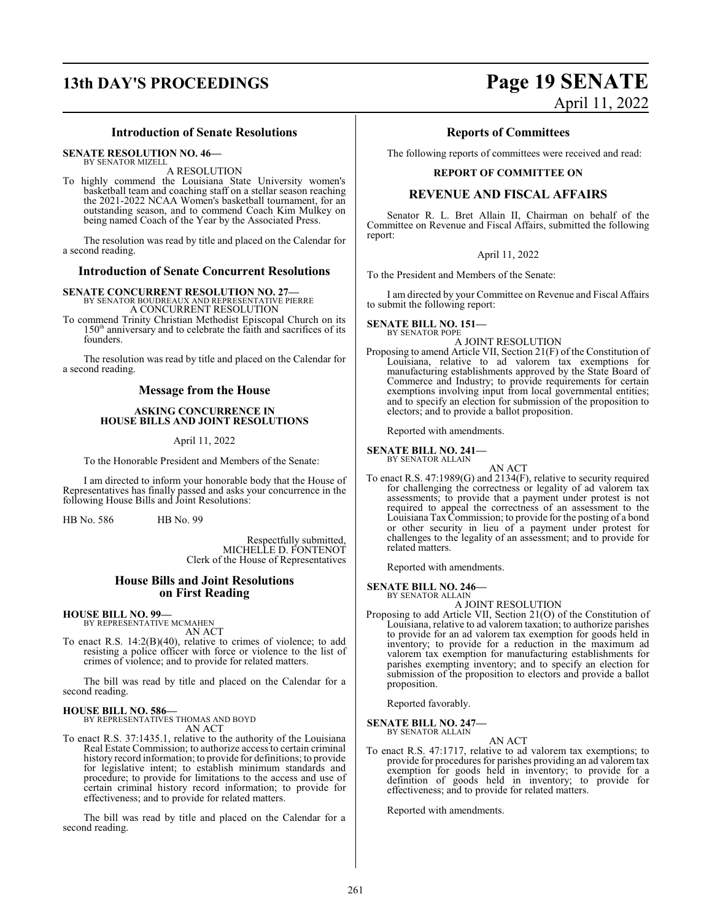## Introduction of Senate Resolutions

**SENATE RESOLUTION NO. 46—**
BY SENATOR MIZELL

A RESOLUTION

To highly commend the Louisiana State University women's basketball team and coaching staff on a stellar season reaching the 2021-2022 NCAA Women's basketball tournament, for an outstanding season, and to commend Coach Kim Mulkey on being named Coach of the Year by the Associated Press.

The resolution was read by title and placed on the Calendar for a second reading.

## Introduction of Senate Concurrent Resolutions

**SENATE CONCURRENT RESOLUTION NO. 27—**
BY SENATOR BOUDREAUX AND REPRESENTATIVE PIERRE

A CONCURRENT RESOLUTION

To commend Trinity Christian Methodist Episcopal Church on its 150th anniversary and to celebrate the faith and sacrifices of its founders.

The resolution was read by title and placed on the Calendar for a second reading.

## Message from the House

**ASKING CONCURRENCE IN HOUSE BILLS AND JOINT RESOLUTIONS**

April 11, 2022

To the Honorable President and Members of the Senate:

I am directed to inform your honorable body that the House of Representatives has finally passed and asks your concurrence in the following House Bills and Joint Resolutions:

HB No. 586 HB No. 99

Respectfully submitted,
MICHELLE D. FONTENOT
Clerk of the House of Representatives

## House Bills and Joint Resolutions on First Reading

**HOUSE BILL NO. 99—**
BY REPRESENTATIVE MCMAHEN

AN ACT

To enact R.S. 14:2(B)(40), relative to crimes of violence; to add resisting a police officer with force or violence to the list of crimes of violence; and to provide for related matters.

The bill was read by title and placed on the Calendar for a second reading.

**HOUSE BILL NO. 586—**
BY REPRESENTATIVES THOMAS AND BOYD

AN ACT

To enact R.S. 37:1435.1, relative to the authority of the Louisiana Real Estate Commission; to authorize access to certain criminal history record information; to provide for definitions; to provide for legislative intent; to establish minimum standards and procedure; to provide for limitations to the access and use of certain criminal history record information; to provide for effectiveness; and to provide for related matters.

The bill was read by title and placed on the Calendar for a second reading.

## Reports of Committees

The following reports of committees were received and read:

**REPORT OF COMMITTEE ON**

### REVENUE AND FISCAL AFFAIRS

Senator R. L. Bret Allain II, Chairman on behalf of the Committee on Revenue and Fiscal Affairs, submitted the following report:

April 11, 2022

To the President and Members of the Senate:

I am directed by your Committee on Revenue and Fiscal Affairs to submit the following report:

**SENATE BILL NO. 151—**
BY SENATOR POPE

A JOINT RESOLUTION

Proposing to amend Article VII, Section 21(F) of the Constitution of Louisiana, relative to ad valorem tax exemptions for manufacturing establishments approved by the State Board of Commerce and Industry; to provide requirements for certain exemptions involving input from local governmental entities; and to specify an election for submission of the proposition to electors; and to provide a ballot proposition.

Reported with amendments.

**SENATE BILL NO. 241—**
BY SENATOR ALLAIN

AN ACT

To enact R.S. 47:1989(G) and 2134(F), relative to security required for challenging the correctness or legality of ad valorem tax assessments; to provide that a payment under protest is not required to appeal the correctness of an assessment to the Louisiana Tax Commission; to provide for the posting of a bond or other security in lieu of a payment under protest for challenges to the legality of an assessment; and to provide for related matters.

Reported with amendments.

**SENATE BILL NO. 246—**
BY SENATOR ALLAIN

A JOINT RESOLUTION

Proposing to add Article VII, Section 21(O) of the Constitution of Louisiana, relative to ad valorem taxation; to authorize parishes to provide for an ad valorem tax exemption for goods held in inventory; to provide for a reduction in the maximum ad valorem tax exemption for manufacturing establishments for parishes exempting inventory; and to specify an election for submission of the proposition to electors and provide a ballot proposition.

Reported favorably.

**SENATE BILL NO. 247—**
BY SENATOR ALLAIN

AN ACT

To enact R.S. 47:1717, relative to ad valorem tax exemptions; to provide for procedures for parishes providing an ad valorem tax exemption for goods held in inventory; to provide for a definition of goods held in inventory; to provide for effectiveness; and to provide for related matters.

Reported with amendments.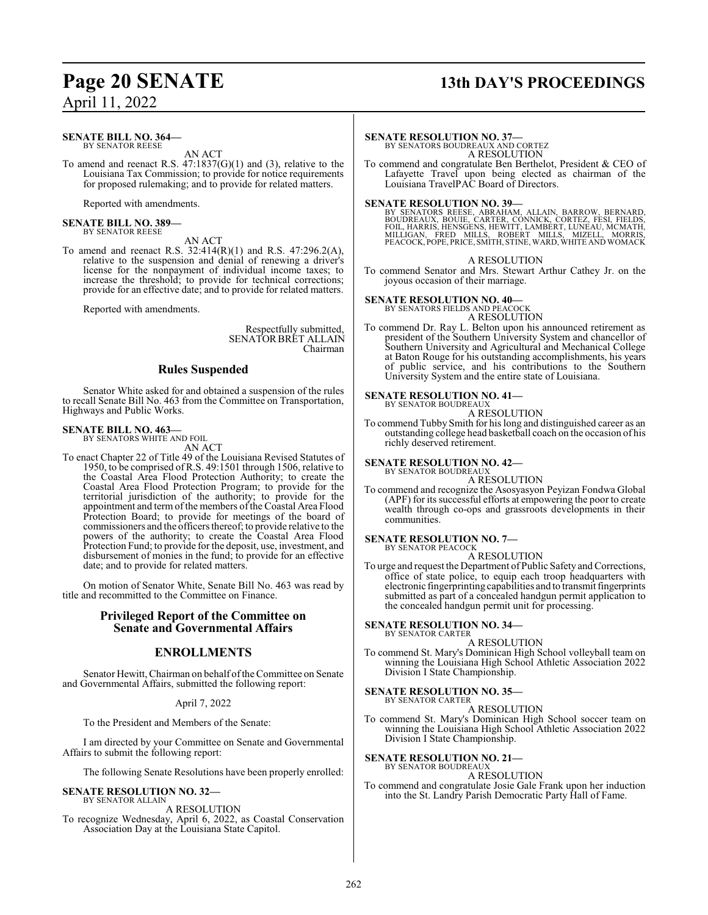**SENATE BILL NO. 364—**
BY SENATOR REESE

AN ACT

To amend and reenact R.S. 47:1837(G)(1) and (3), relative to the Louisiana Tax Commission; to provide for notice requirements for proposed rulemaking; and to provide for related matters.

Reported with amendments.

**SENATE BILL NO. 389—**
BY SENATOR REESE

AN ACT

To amend and reenact R.S. 32:414(R)(1) and R.S. 47:296.2(A), relative to the suspension and denial of renewing a driver's license for the nonpayment of individual income taxes; to increase the threshold; to provide for technical corrections; provide for an effective date; and to provide for related matters.

Reported with amendments.

Respectfully submitted,
SENATOR BRET ALLAIN
Chairman

## Rules Suspended

Senator White asked for and obtained a suspension of the rules to recall Senate Bill No. 463 from the Committee on Transportation, Highways and Public Works.

**SENATE BILL NO. 463—**
BY SENATORS WHITE AND FOIL

AN ACT

To enact Chapter 22 of Title 49 of the Louisiana Revised Statutes of 1950, to be comprised of R.S. 49:1501 through 1506, relative to the Coastal Area Flood Protection Authority; to create the Coastal Area Flood Protection Program; to provide for the territorial jurisdiction of the authority; to provide for the appointment and term of the members of the Coastal Area Flood Protection Board; to provide for meetings of the board of commissioners and the officers thereof; to provide relative to the powers of the authority; to create the Coastal Area Flood Protection Fund; to provide for the deposit, use, investment, and disbursement of monies in the fund; to provide for an effective date; and to provide for related matters.

On motion of Senator White, Senate Bill No. 463 was read by title and recommitted to the Committee on Finance.

## Privileged Report of the Committee on Senate and Governmental Affairs

## ENROLLMENTS

Senator Hewitt, Chairman on behalf of the Committee on Senate and Governmental Affairs, submitted the following report:

April 7, 2022

To the President and Members of the Senate:

I am directed by your Committee on Senate and Governmental Affairs to submit the following report:

The following Senate Resolutions have been properly enrolled:

**SENATE RESOLUTION NO. 32—**
BY SENATOR ALLAIN

A RESOLUTION

To recognize Wednesday, April 6, 2022, as Coastal Conservation Association Day at the Louisiana State Capitol.

**SENATE RESOLUTION NO. 37—**
BY SENATORS BOUDREAUX AND CORTEZ

A RESOLUTION

To commend and congratulate Ben Berthelot, President & CEO of Lafayette Travel upon being elected as chairman of the Louisiana TravelPAC Board of Directors.

**SENATE RESOLUTION NO. 39—**
BY SENATORS REESE, ABRAHAM, ALLAIN, BARROW, BERNARD, BOUDREAUX, BOUIE, CARTER, CONNICK, CORTEZ, FESI, FIELDS, FOIL, HARRIS, HENSGENS, HEWITT, LAMBERT, LUNEAU, MCMATH, MILLIGAN, FRED MILLS, ROBERT MILLS, MIZELL, MORRIS, PEACOCK, POPE, PRICE, SMITH, STINE, WARD, WHITE AND WOMACK

A RESOLUTION

To commend Senator and Mrs. Stewart Arthur Cathey Jr. on the joyous occasion of their marriage.

**SENATE RESOLUTION NO. 40—**
BY SENATORS FIELDS AND PEACOCK

A RESOLUTION

To commend Dr. Ray L. Belton upon his announced retirement as president of the Southern University System and chancellor of Southern University and Agricultural and Mechanical College at Baton Rouge for his outstanding accomplishments, his years of public service, and his contributions to the Southern University System and the entire state of Louisiana.

**SENATE RESOLUTION NO. 41—**
BY SENATOR BOUDREAUX

A RESOLUTION

To commend Tubby Smith for his long and distinguished career as an outstanding college head basketball coach on the occasion of his richly deserved retirement.

**SENATE RESOLUTION NO. 42—**
BY SENATOR BOUDREAUX

A RESOLUTION

To commend and recognize the Asosyasyon Peyizan Fondwa Global (APF) for its successful efforts at empowering the poor to create wealth through co-ops and grassroots developments in their communities.

**SENATE RESOLUTION NO. 7—**
BY SENATOR PEACOCK

A RESOLUTION

To urge and request the Department of Public Safety and Corrections, office of state police, to equip each troop headquarters with electronic fingerprinting capabilities and to transmit fingerprints submitted as part of a concealed handgun permit application to the concealed handgun permit unit for processing.

**SENATE RESOLUTION NO. 34—**
BY SENATOR CARTER

A RESOLUTION

To commend St. Mary's Dominican High School volleyball team on winning the Louisiana High School Athletic Association 2022 Division I State Championship.

**SENATE RESOLUTION NO. 35—**
BY SENATOR CARTER

A RESOLUTION

To commend St. Mary's Dominican High School soccer team on winning the Louisiana High School Athletic Association 2022 Division I State Championship.

**SENATE RESOLUTION NO. 21—**
BY SENATOR BOUDREAUX

A RESOLUTION

To commend and congratulate Josie Gale Frank upon her induction into the St. Landry Parish Democratic Party Hall of Fame.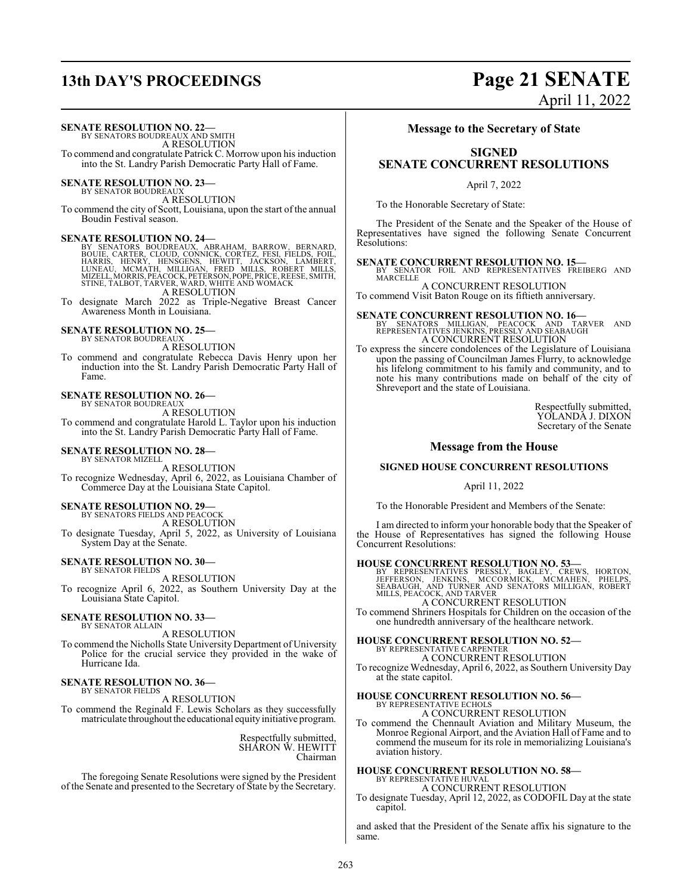**SENATE RESOLUTION NO. 22—**
BY SENATORS BOUDREAUX AND SMITH
A RESOLUTION
To commend and congratulate Patrick C. Morrow upon his induction into the St. Landry Parish Democratic Party Hall of Fame.

**SENATE RESOLUTION NO. 23—**
BY SENATOR BOUDREAUX
A RESOLUTION
To commend the city of Scott, Louisiana, upon the start of the annual Boudin Festival season.

**SENATE RESOLUTION NO. 24—**
BY SENATORS BOUDREAUX, ABRAHAM, BARROW, BERNARD, BOUIE, CARTER, CLOUD, CONNICK, CORTEZ, FESI, FIELDS, FOIL, HARRIS, HENRY, HENSGENS, HEWITT, JACKSON, LAMBERT, LUNEAU, MCMATH, MILLIGAN, FRED MILLS, ROBERT MILLS, MIZELL, MORRIS, PEACOCK, PETERSON, POPE, PRICE, REESE, SMITH, STINE, TALBOT, TARVER, WARD, WHITE AND WOMACK
A RESOLUTION
To designate March 2022 as Triple-Negative Breast Cancer Awareness Month in Louisiana.

**SENATE RESOLUTION NO. 25—**
BY SENATOR BOUDREAUX
A RESOLUTION
To commend and congratulate Rebecca Davis Henry upon her induction into the St. Landry Parish Democratic Party Hall of Fame.

**SENATE RESOLUTION NO. 26—**
BY SENATOR BOUDREAUX
A RESOLUTION
To commend and congratulate Harold L. Taylor upon his induction into the St. Landry Parish Democratic Party Hall of Fame.

**SENATE RESOLUTION NO. 28—**
BY SENATOR MIZELL
A RESOLUTION
To recognize Wednesday, April 6, 2022, as Louisiana Chamber of Commerce Day at the Louisiana State Capitol.

**SENATE RESOLUTION NO. 29—**
BY SENATORS FIELDS AND PEACOCK
A RESOLUTION
To designate Tuesday, April 5, 2022, as University of Louisiana System Day at the Senate.

**SENATE RESOLUTION NO. 30—**
BY SENATOR FIELDS
A RESOLUTION
To recognize April 6, 2022, as Southern University Day at the Louisiana State Capitol.

**SENATE RESOLUTION NO. 33—**
BY SENATOR ALLAIN
A RESOLUTION
To commend the Nicholls State University Department of University Police for the crucial service they provided in the wake of Hurricane Ida.

**SENATE RESOLUTION NO. 36—**
BY SENATOR FIELDS
A RESOLUTION
To commend the Reginald F. Lewis Scholars as they successfully matriculate throughout the educational equity initiative program.

Respectfully submitted,
SHARON W. HEWITT
Chairman

The foregoing Senate Resolutions were signed by the President of the Senate and presented to the Secretary of State by the Secretary.

## Message to the Secretary of State

## SIGNED SENATE CONCURRENT RESOLUTIONS

April 7, 2022

To the Honorable Secretary of State:

The President of the Senate and the Speaker of the House of Representatives have signed the following Senate Concurrent Resolutions:

**SENATE CONCURRENT RESOLUTION NO. 15—**
BY SENATOR FOIL AND REPRESENTATIVES FREIBERG AND MARCELLE
A CONCURRENT RESOLUTION
To commend Visit Baton Rouge on its fiftieth anniversary.

**SENATE CONCURRENT RESOLUTION NO. 16—**
BY SENATORS MILLIGAN, PEACOCK AND TARVER AND REPRESENTATIVES JENKINS, PRESSLY AND SEABAUGH
A CONCURRENT RESOLUTION
To express the sincere condolences of the Legislature of Louisiana upon the passing of Councilman James Flurry, to acknowledge his lifelong commitment to his family and community, and to note his many contributions made on behalf of the city of Shreveport and the state of Louisiana.

Respectfully submitted,
YOLANDA J. DIXON
Secretary of the Senate

## Message from the House

### SIGNED HOUSE CONCURRENT RESOLUTIONS

April 11, 2022

To the Honorable President and Members of the Senate:

I am directed to inform your honorable body that the Speaker of the House of Representatives has signed the following House Concurrent Resolutions:

**HOUSE CONCURRENT RESOLUTION NO. 53—**
BY REPRESENTATIVES PRESSLY, BAGLEY, CREWS, HORTON, JEFFERSON, JENKINS, MCCORMICK, MCMAHEN, PHELPS, SEABAUGH, AND TURNER AND SENATORS MILLIGAN, ROBERT MILLS, PEACOCK, AND TARVER
A CONCURRENT RESOLUTION
To commend Shriners Hospitals for Children on the occasion of the one hundredth anniversary of the healthcare network.

**HOUSE CONCURRENT RESOLUTION NO. 52—**
BY REPRESENTATIVE CARPENTER
A CONCURRENT RESOLUTION
To recognize Wednesday, April 6, 2022, as Southern University Day at the state capitol.

**HOUSE CONCURRENT RESOLUTION NO. 56—**
BY REPRESENTATIVE ECHOLS
A CONCURRENT RESOLUTION
To commend the Chennault Aviation and Military Museum, the Monroe Regional Airport, and the Aviation Hall of Fame and to commend the museum for its role in memorializing Louisiana's aviation history.

**HOUSE CONCURRENT RESOLUTION NO. 58—**
BY REPRESENTATIVE HUVAL
A CONCURRENT RESOLUTION
To designate Tuesday, April 12, 2022, as CODOFIL Day at the state capitol.

and asked that the President of the Senate affix his signature to the same.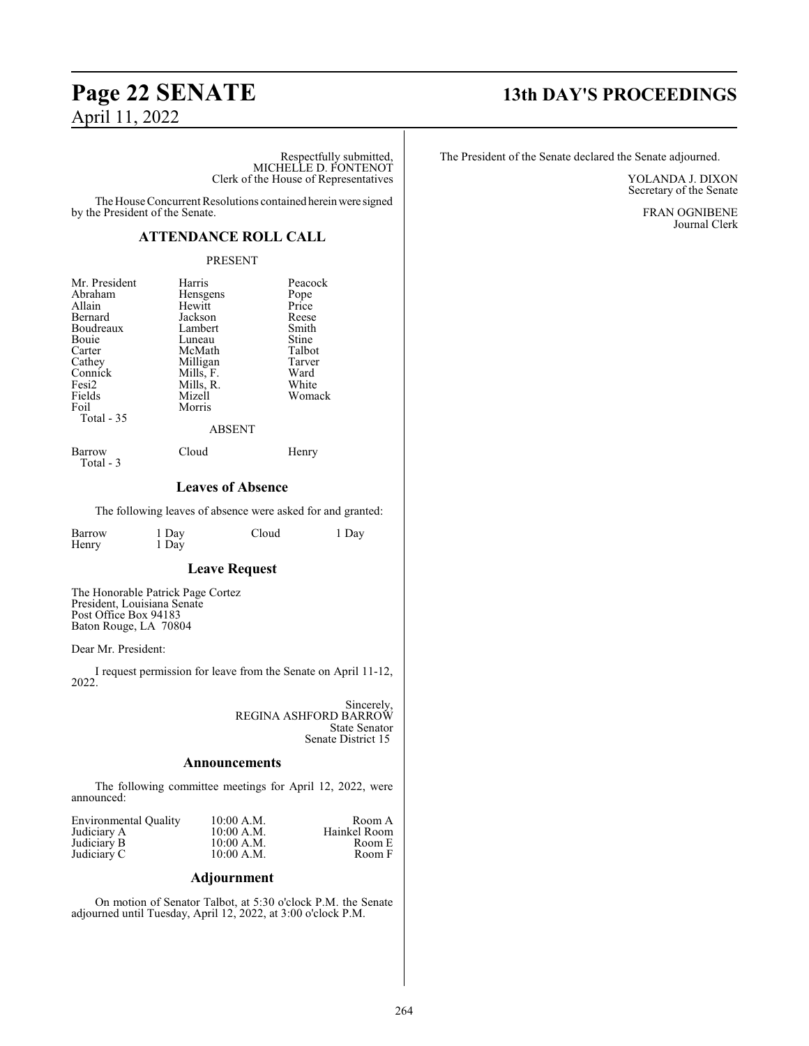Respectfully submitted,
MICHELLE D. FONTENOT
Clerk of the House of Representatives

The House Concurrent Resolutions contained herein were signed by the President of the Senate.

## ATTENDANCE ROLL CALL

PRESENT

| | | |
|---|---|---|
| Mr. President | Harris | Peacock |
| Abraham | Hensgens | Pope |
| Allain | Hewitt | Price |
| Bernard | Jackson | Reese |
| Boudreaux | Lambert | Smith |
| Bouie | Luneau | Stine |
| Carter | McMath | Talbot |
| Cathey | Milligan | Tarver |
| Connick | Mills, F. | Ward |
| Fesi2 | Mills, R. | White |
| Fields | Mizell | Womack |
| Foil | Morris | |

Total - 35

ABSENT

| | | |
|---|---|---|
| Barrow | Cloud | Henry |

Total - 3

### Leaves of Absence

The following leaves of absence were asked for and granted:

| | | | |
|---|---|---|---|
| Barrow | 1 Day | Cloud | 1 Day |
| Henry | 1 Day | | |

### Leave Request

The Honorable Patrick Page Cortez
President, Louisiana Senate
Post Office Box 94183
Baton Rouge, LA 70804

Dear Mr. President:

I request permission for leave from the Senate on April 11-12, 2022.

Sincerely,
REGINA ASHFORD BARROW
State Senator
Senate District 15

### Announcements

The following committee meetings for April 12, 2022, were announced:

| | | |
|---|---|---|
| Environmental Quality | 10:00 A.M. | Room A |
| Judiciary A | 10:00 A.M. | Hainkel Room |
| Judiciary B | 10:00 A.M. | Room E |
| Judiciary C | 10:00 A.M. | Room F |

### Adjournment

On motion of Senator Talbot, at 5:30 o'clock P.M. the Senate adjourned until Tuesday, April 12, 2022, at 3:00 o'clock P.M.

The President of the Senate declared the Senate adjourned.

YOLANDA J. DIXON
Secretary of the Senate

FRAN OGNIBENE
Journal Clerk